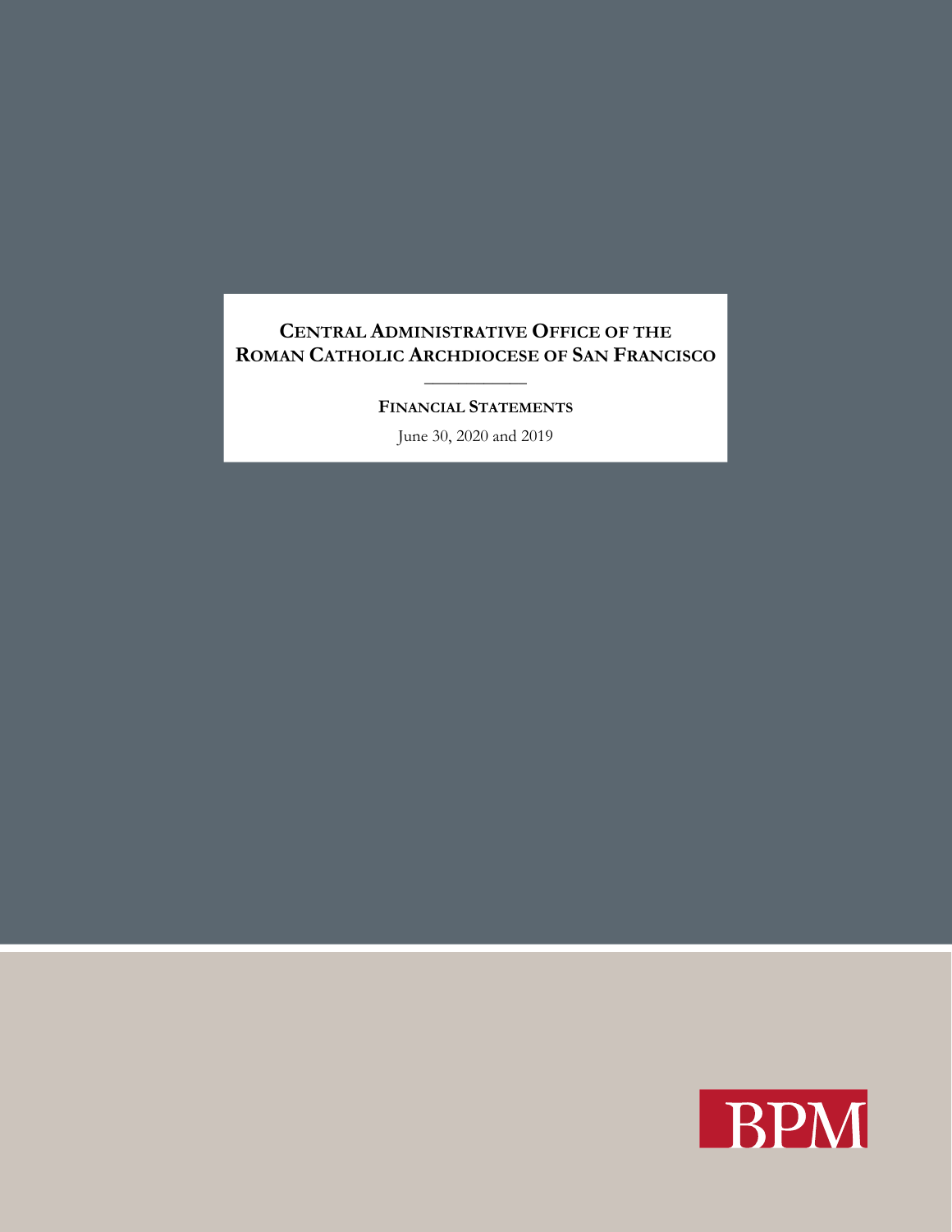# Central Administrative Office of the Roman Catholic Archdiocese of San Francisco

---

## Financial Statements

June 30, 2020 and 2019

BPM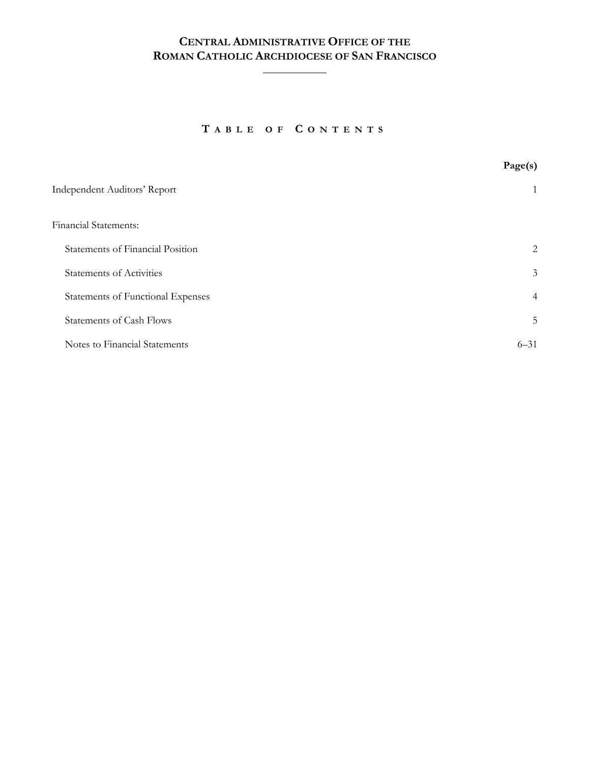# Central Administrative Office of the Roman Catholic Archdiocese of San Francisco

## Table of Contents

| | Page(s) |
|---|---|
| Independent Auditors' Report | 1 |
| Financial Statements: | |
| Statements of Financial Position | 2 |
| Statements of Activities | 3 |
| Statements of Functional Expenses | 4 |
| Statements of Cash Flows | 5 |
| Notes to Financial Statements | 6–31 |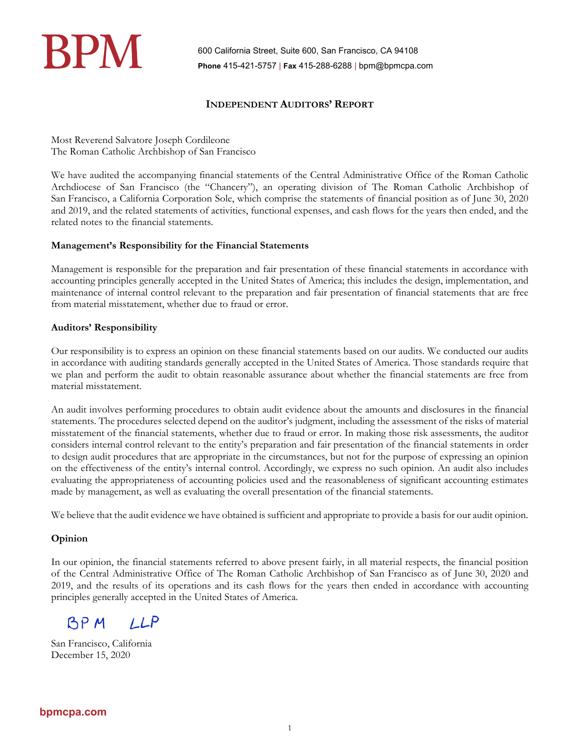BPM

600 California Street, Suite 600, San Francisco, CA 94108
**Phone** 415-421-5757 | **Fax** 415-288-6288 | bpm@bpmcpa.com

## INDEPENDENT AUDITORS' REPORT

Most Reverend Salvatore Joseph Cordileone
The Roman Catholic Archbishop of San Francisco

We have audited the accompanying financial statements of the Central Administrative Office of the Roman Catholic Archdiocese of San Francisco (the "Chancery"), an operating division of The Roman Catholic Archbishop of San Francisco, a California Corporation Sole, which comprise the statements of financial position as of June 30, 2020 and 2019, and the related statements of activities, functional expenses, and cash flows for the years then ended, and the related notes to the financial statements.

### Management's Responsibility for the Financial Statements

Management is responsible for the preparation and fair presentation of these financial statements in accordance with accounting principles generally accepted in the United States of America; this includes the design, implementation, and maintenance of internal control relevant to the preparation and fair presentation of financial statements that are free from material misstatement, whether due to fraud or error.

### Auditors' Responsibility

Our responsibility is to express an opinion on these financial statements based on our audits. We conducted our audits in accordance with auditing standards generally accepted in the United States of America. Those standards require that we plan and perform the audit to obtain reasonable assurance about whether the financial statements are free from material misstatement.

An audit involves performing procedures to obtain audit evidence about the amounts and disclosures in the financial statements. The procedures selected depend on the auditor's judgment, including the assessment of the risks of material misstatement of the financial statements, whether due to fraud or error. In making those risk assessments, the auditor considers internal control relevant to the entity's preparation and fair presentation of the financial statements in order to design audit procedures that are appropriate in the circumstances, but not for the purpose of expressing an opinion on the effectiveness of the entity's internal control. Accordingly, we express no such opinion. An audit also includes evaluating the appropriateness of accounting policies used and the reasonableness of significant accounting estimates made by management, as well as evaluating the overall presentation of the financial statements.

We believe that the audit evidence we have obtained is sufficient and appropriate to provide a basis for our audit opinion.

### Opinion

In our opinion, the financial statements referred to above present fairly, in all material respects, the financial position of the Central Administrative Office of The Roman Catholic Archbishop of San Francisco as of June 30, 2020 and 2019, and the results of its operations and its cash flows for the years then ended in accordance with accounting principles generally accepted in the United States of America.

BPM LLP

San Francisco, California
December 15, 2020

bpmcpa.com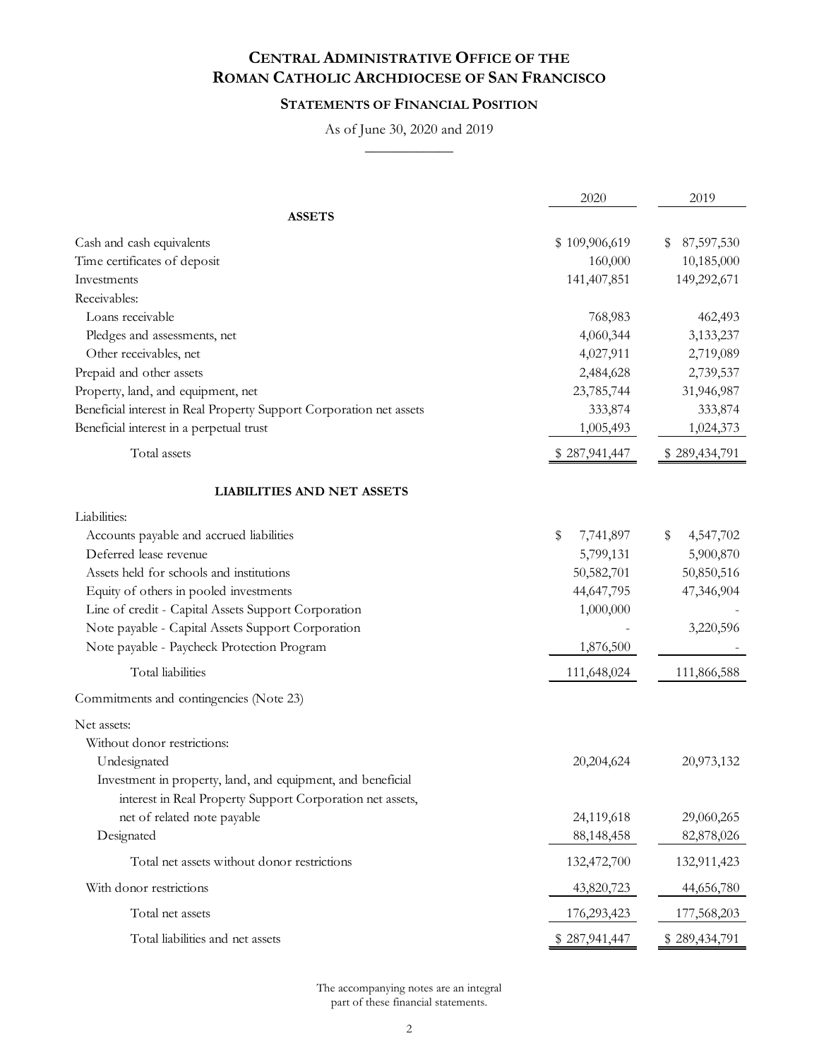# Central Administrative Office of the Roman Catholic Archdiocese of San Francisco

## Statements of Financial Position

As of June 30, 2020 and 2019

| | 2020 | 2019 |
|---|---|---|
| **ASSETS** | | |
| Cash and cash equivalents | $ 109,906,619 | $ 87,597,530 |
| Time certificates of deposit | 160,000 | 10,185,000 |
| Investments | 141,407,851 | 149,292,671 |
| Receivables: | | |
| Loans receivable | 768,983 | 462,493 |
| Pledges and assessments, net | 4,060,344 | 3,133,237 |
| Other receivables, net | 4,027,911 | 2,719,089 |
| Prepaid and other assets | 2,484,628 | 2,739,537 |
| Property, land, and equipment, net | 23,785,744 | 31,946,987 |
| Beneficial interest in Real Property Support Corporation net assets | 333,874 | 333,874 |
| Beneficial interest in a perpetual trust | 1,005,493 | 1,024,373 |
| Total assets | $ 287,941,447 | $ 289,434,791 |
| **LIABILITIES AND NET ASSETS** | | |
| Liabilities: | | |
| Accounts payable and accrued liabilities | $ 7,741,897 | $ 4,547,702 |
| Deferred lease revenue | 5,799,131 | 5,900,870 |
| Assets held for schools and institutions | 50,582,701 | 50,850,516 |
| Equity of others in pooled investments | 44,647,795 | 47,346,904 |
| Line of credit - Capital Assets Support Corporation | 1,000,000 | - |
| Note payable - Capital Assets Support Corporation | - | 3,220,596 |
| Note payable - Paycheck Protection Program | 1,876,500 | - |
| Total liabilities | 111,648,024 | 111,866,588 |
| Commitments and contingencies (Note 23) | | |
| Net assets: | | |
| Without donor restrictions: | | |
| Undesignated | 20,204,624 | 20,973,132 |
| Investment in property, land, and equipment, and beneficial interest in Real Property Support Corporation net assets, net of related note payable | 24,119,618 | 29,060,265 |
| Designated | 88,148,458 | 82,878,026 |
| Total net assets without donor restrictions | 132,472,700 | 132,911,423 |
| With donor restrictions | 43,820,723 | 44,656,780 |
| Total net assets | 176,293,423 | 177,568,203 |
| Total liabilities and net assets | $ 287,941,447 | $ 289,434,791 |

The accompanying notes are an integral part of these financial statements.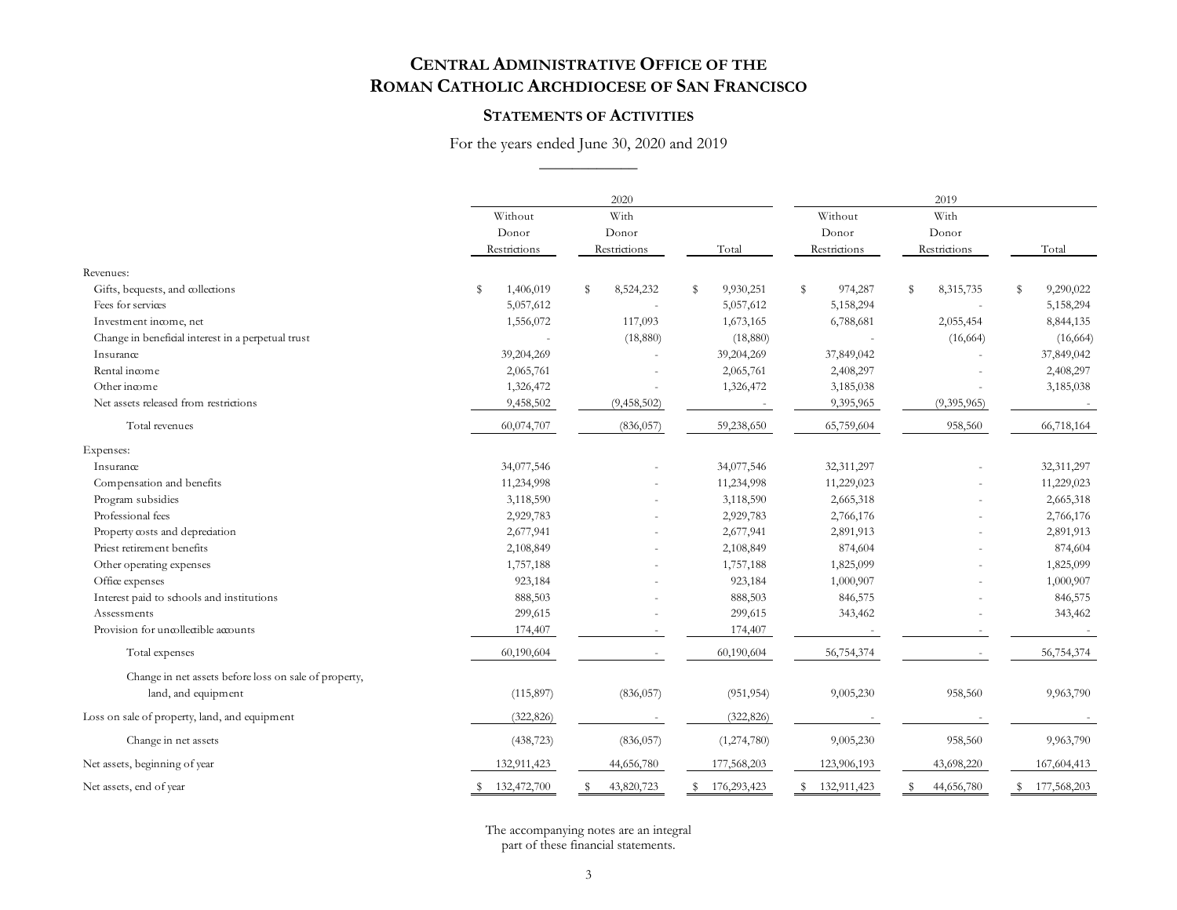# CENTRAL ADMINISTRATIVE OFFICE OF THE ROMAN CATHOLIC ARCHDIOCESE OF SAN FRANCISCO

## STATEMENTS OF ACTIVITIES

For the years ended June 30, 2020 and 2019

| | 2020 | | | 2019 | | |
|---|---|---|---|---|---|---|
| | Without Donor Restrictions | With Donor Restrictions | Total | Without Donor Restrictions | With Donor Restrictions | Total |
| Revenues: | | | | | | |
| Gifts, bequests, and collections | $ 1,406,019 | $ 8,524,232 | $ 9,930,251 | $ 974,287 | $ 8,315,735 | $ 9,290,022 |
| Fees for services | 5,057,612 | - | 5,057,612 | 5,158,294 | - | 5,158,294 |
| Investment income, net | 1,556,072 | 117,093 | 1,673,165 | 6,788,681 | 2,055,454 | 8,844,135 |
| Change in beneficial interest in a perpetual trust | - | (18,880) | (18,880) | - | (16,664) | (16,664) |
| Insurance | 39,204,269 | - | 39,204,269 | 37,849,042 | - | 37,849,042 |
| Rental income | 2,065,761 | - | 2,065,761 | 2,408,297 | - | 2,408,297 |
| Other income | 1,326,472 | - | 1,326,472 | 3,185,038 | - | 3,185,038 |
| Net assets released from restrictions | 9,458,502 | (9,458,502) | - | 9,395,965 | (9,395,965) | - |
| Total revenues | 60,074,707 | (836,057) | 59,238,650 | 65,759,604 | 958,560 | 66,718,164 |
| Expenses: | | | | | | |
| Insurance | 34,077,546 | - | 34,077,546 | 32,311,297 | - | 32,311,297 |
| Compensation and benefits | 11,234,998 | - | 11,234,998 | 11,229,023 | - | 11,229,023 |
| Program subsidies | 3,118,590 | - | 3,118,590 | 2,665,318 | - | 2,665,318 |
| Professional fees | 2,929,783 | - | 2,929,783 | 2,766,176 | - | 2,766,176 |
| Property costs and depreciation | 2,677,941 | - | 2,677,941 | 2,891,913 | - | 2,891,913 |
| Priest retirement benefits | 2,108,849 | - | 2,108,849 | 874,604 | - | 874,604 |
| Other operating expenses | 1,757,188 | - | 1,757,188 | 1,825,099 | - | 1,825,099 |
| Office expenses | 923,184 | - | 923,184 | 1,000,907 | - | 1,000,907 |
| Interest paid to schools and institutions | 888,503 | - | 888,503 | 846,575 | - | 846,575 |
| Assessments | 299,615 | - | 299,615 | 343,462 | - | 343,462 |
| Provision for uncollectible accounts | 174,407 | - | 174,407 | - | - | - |
| Total expenses | 60,190,604 | - | 60,190,604 | 56,754,374 | - | 56,754,374 |
| Change in net assets before loss on sale of property, land, and equipment | (115,897) | (836,057) | (951,954) | 9,005,230 | 958,560 | 9,963,790 |
| Loss on sale of property, land, and equipment | (322,826) | - | (322,826) | - | - | - |
| Change in net assets | (438,723) | (836,057) | (1,274,780) | 9,005,230 | 958,560 | 9,963,790 |
| Net assets, beginning of year | 132,911,423 | 44,656,780 | 177,568,203 | 123,906,193 | 43,698,220 | 167,604,413 |
| Net assets, end of year | $ 132,472,700 | $ 43,820,723 | $ 176,293,423 | $ 132,911,423 | $ 44,656,780 | $ 177,568,203 |

The accompanying notes are an integral part of these financial statements.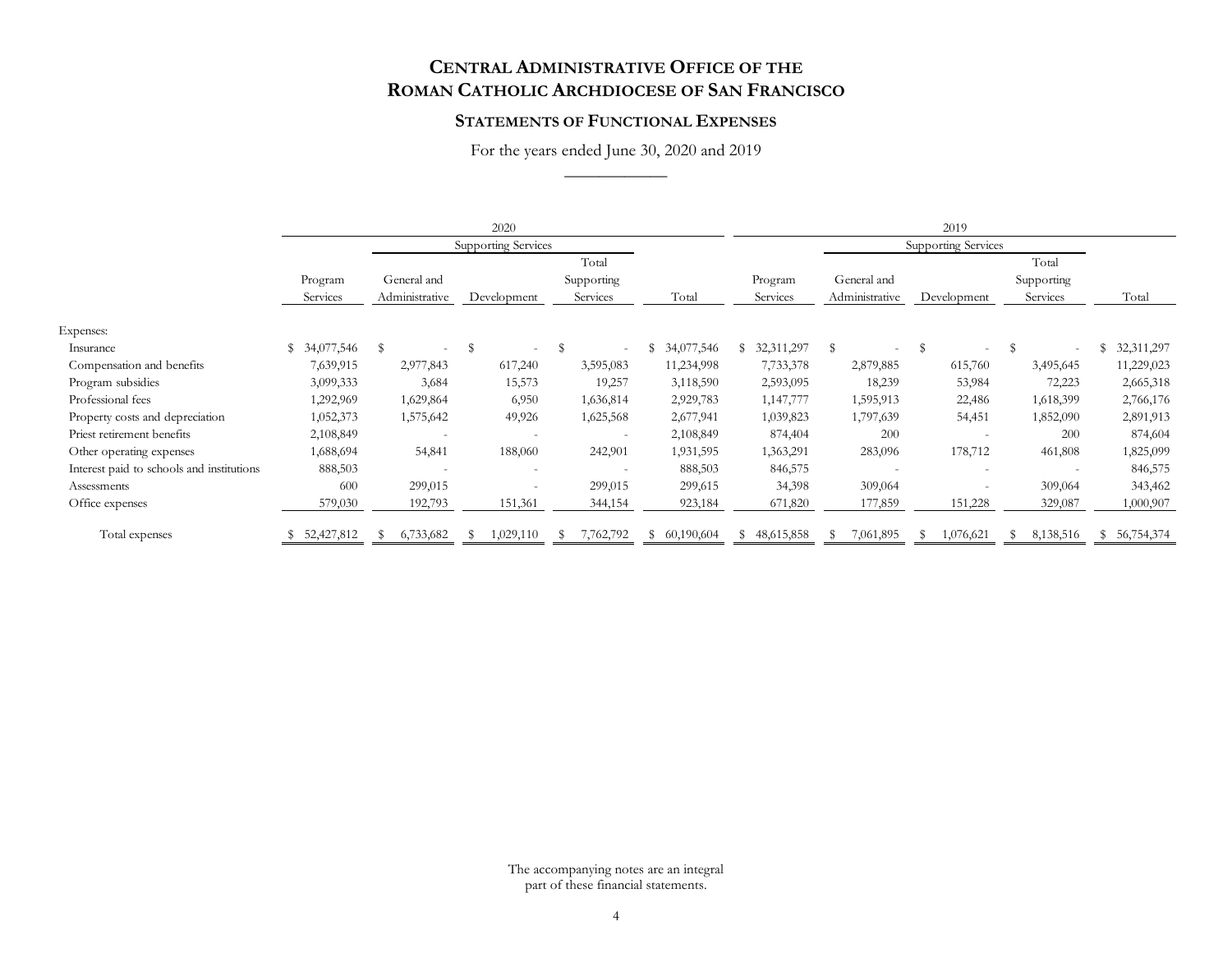# Central Administrative Office of the Roman Catholic Archdiocese of San Francisco

## Statements of Functional Expenses

For the years ended June 30, 2020 and 2019

| | 2020 | | | | | 2019 | | | | |
|---|---|---|---|---|---|---|---|---|---|---|
| | | Supporting Services | | | | | Supporting Services | | | |
| | Program Services | General and Administrative | Development | Total Supporting Services | Total | Program Services | General and Administrative | Development | Total Supporting Services | Total |
| Expenses: | | | | | | | | | | |
| Insurance | $ 34,077,546 | $ - | $ - | $ - | $ 34,077,546 | $ 32,311,297 | $ - | $ - | $ - | $ 32,311,297 |
| Compensation and benefits | 7,639,915 | 2,977,843 | 617,240 | 3,595,083 | 11,234,998 | 7,733,378 | 2,879,885 | 615,760 | 3,495,645 | 11,229,023 |
| Program subsidies | 3,099,333 | 3,684 | 15,573 | 19,257 | 3,118,590 | 2,593,095 | 18,239 | 53,984 | 72,223 | 2,665,318 |
| Professional fees | 1,292,969 | 1,629,864 | 6,950 | 1,636,814 | 2,929,783 | 1,147,777 | 1,595,913 | 22,486 | 1,618,399 | 2,766,176 |
| Property costs and depreciation | 1,052,373 | 1,575,642 | 49,926 | 1,625,568 | 2,677,941 | 1,039,823 | 1,797,639 | 54,451 | 1,852,090 | 2,891,913 |
| Priest retirement benefits | 2,108,849 | - | - | - | 2,108,849 | 874,404 | 200 | - | 200 | 874,604 |
| Other operating expenses | 1,688,694 | 54,841 | 188,060 | 242,901 | 1,931,595 | 1,363,291 | 283,096 | 178,712 | 461,808 | 1,825,099 |
| Interest paid to schools and institutions | 888,503 | - | - | - | 888,503 | 846,575 | - | - | - | 846,575 |
| Assessments | 600 | 299,015 | - | 299,015 | 299,615 | 34,398 | 309,064 | - | 309,064 | 343,462 |
| Office expenses | 579,030 | 192,793 | 151,361 | 344,154 | 923,184 | 671,820 | 177,859 | 151,228 | 329,087 | 1,000,907 |
| Total expenses | $ 52,427,812 | $ 6,733,682 | $ 1,029,110 | $ 7,762,792 | $ 60,190,604 | $ 48,615,858 | $ 7,061,895 | $ 1,076,621 | $ 8,138,516 | $ 56,754,374 |

The accompanying notes are an integral part of these financial statements.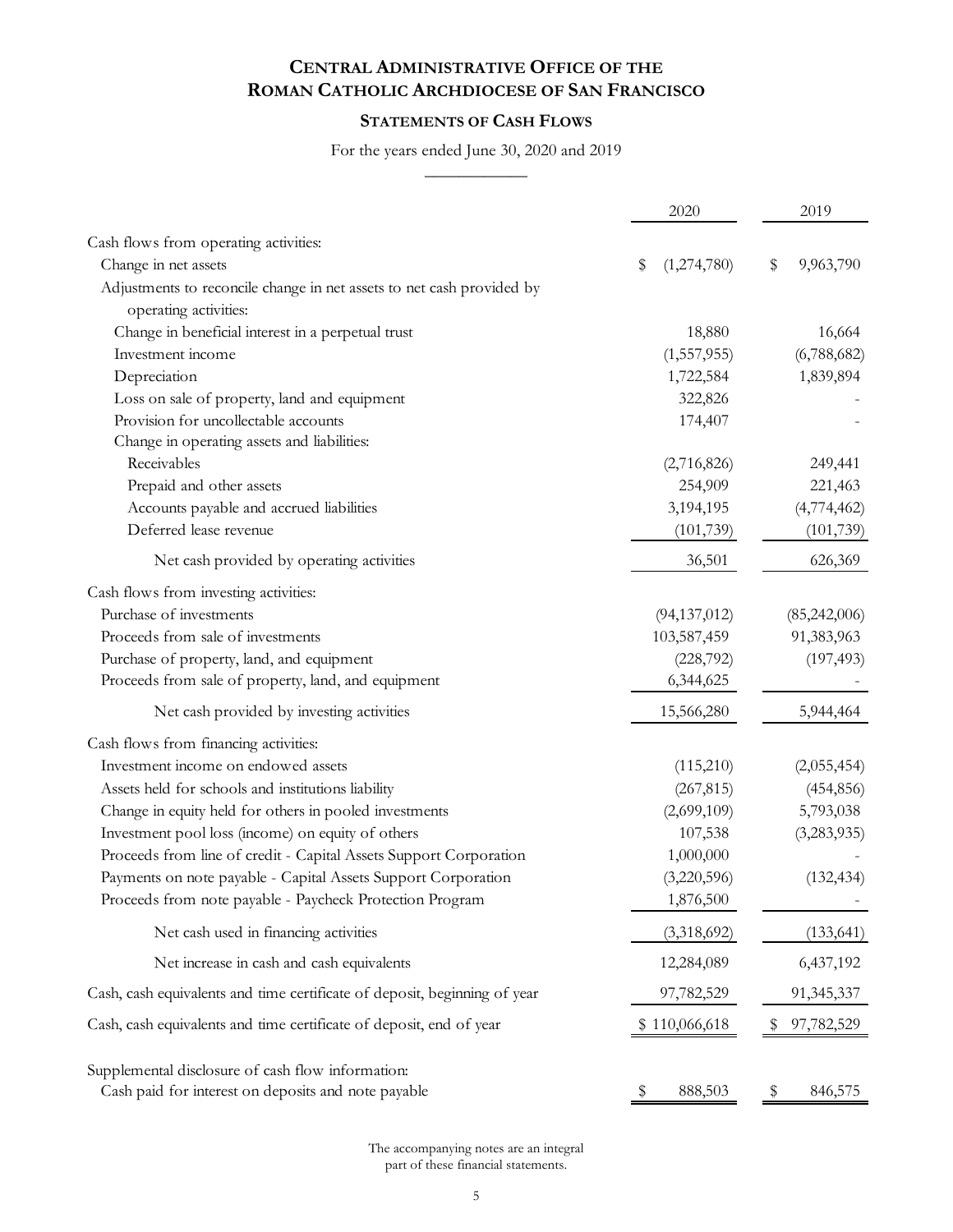# CENTRAL ADMINISTRATIVE OFFICE OF THE ROMAN CATHOLIC ARCHDIOCESE OF SAN FRANCISCO

## STATEMENTS OF CASH FLOWS

For the years ended June 30, 2020 and 2019

| | 2020 | 2019 |
|---|---|---|
| Cash flows from operating activities: | | |
| Change in net assets | $ (1,274,780) | $ 9,963,790 |
| Adjustments to reconcile change in net assets to net cash provided by operating activities: | | |
| Change in beneficial interest in a perpetual trust | 18,880 | 16,664 |
| Investment income | (1,557,955) | (6,788,682) |
| Depreciation | 1,722,584 | 1,839,894 |
| Loss on sale of property, land and equipment | 322,826 | - |
| Provision for uncollectable accounts | 174,407 | - |
| Change in operating assets and liabilities: | | |
| Receivables | (2,716,826) | 249,441 |
| Prepaid and other assets | 254,909 | 221,463 |
| Accounts payable and accrued liabilities | 3,194,195 | (4,774,462) |
| Deferred lease revenue | (101,739) | (101,739) |
| Net cash provided by operating activities | 36,501 | 626,369 |
| Cash flows from investing activities: | | |
| Purchase of investments | (94,137,012) | (85,242,006) |
| Proceeds from sale of investments | 103,587,459 | 91,383,963 |
| Purchase of property, land, and equipment | (228,792) | (197,493) |
| Proceeds from sale of property, land, and equipment | 6,344,625 | - |
| Net cash provided by investing activities | 15,566,280 | 5,944,464 |
| Cash flows from financing activities: | | |
| Investment income on endowed assets | (115,210) | (2,055,454) |
| Assets held for schools and institutions liability | (267,815) | (454,856) |
| Change in equity held for others in pooled investments | (2,699,109) | 5,793,038 |
| Investment pool loss (income) on equity of others | 107,538 | (3,283,935) |
| Proceeds from line of credit - Capital Assets Support Corporation | 1,000,000 | - |
| Payments on note payable - Capital Assets Support Corporation | (3,220,596) | (132,434) |
| Proceeds from note payable - Paycheck Protection Program | 1,876,500 | - |
| Net cash used in financing activities | (3,318,692) | (133,641) |
| Net increase in cash and cash equivalents | 12,284,089 | 6,437,192 |
| Cash, cash equivalents and time certificate of deposit, beginning of year | 97,782,529 | 91,345,337 |
| Cash, cash equivalents and time certificate of deposit, end of year | $ 110,066,618 | $ 97,782,529 |
| Supplemental disclosure of cash flow information: | | |
| Cash paid for interest on deposits and note payable | $ 888,503 | $ 846,575 |

The accompanying notes are an integral part of these financial statements.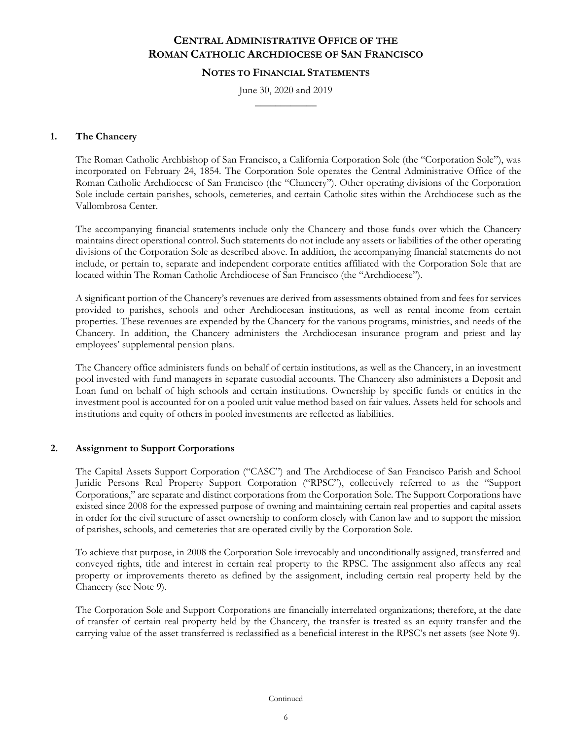# CENTRAL ADMINISTRATIVE OFFICE OF THE ROMAN CATHOLIC ARCHDIOCESE OF SAN FRANCISCO

## NOTES TO FINANCIAL STATEMENTS

June 30, 2020 and 2019

### 1. The Chancery

The Roman Catholic Archbishop of San Francisco, a California Corporation Sole (the "Corporation Sole"), was incorporated on February 24, 1854. The Corporation Sole operates the Central Administrative Office of the Roman Catholic Archdiocese of San Francisco (the "Chancery"). Other operating divisions of the Corporation Sole include certain parishes, schools, cemeteries, and certain Catholic sites within the Archdiocese such as the Vallombrosa Center.

The accompanying financial statements include only the Chancery and those funds over which the Chancery maintains direct operational control. Such statements do not include any assets or liabilities of the other operating divisions of the Corporation Sole as described above. In addition, the accompanying financial statements do not include, or pertain to, separate and independent corporate entities affiliated with the Corporation Sole that are located within The Roman Catholic Archdiocese of San Francisco (the "Archdiocese").

A significant portion of the Chancery's revenues are derived from assessments obtained from and fees for services provided to parishes, schools and other Archdiocesan institutions, as well as rental income from certain properties. These revenues are expended by the Chancery for the various programs, ministries, and needs of the Chancery. In addition, the Chancery administers the Archdiocesan insurance program and priest and lay employees' supplemental pension plans.

The Chancery office administers funds on behalf of certain institutions, as well as the Chancery, in an investment pool invested with fund managers in separate custodial accounts. The Chancery also administers a Deposit and Loan fund on behalf of high schools and certain institutions. Ownership by specific funds or entities in the investment pool is accounted for on a pooled unit value method based on fair values. Assets held for schools and institutions and equity of others in pooled investments are reflected as liabilities.

### 2. Assignment to Support Corporations

The Capital Assets Support Corporation ("CASC") and The Archdiocese of San Francisco Parish and School Juridic Persons Real Property Support Corporation ("RPSC"), collectively referred to as the "Support Corporations," are separate and distinct corporations from the Corporation Sole. The Support Corporations have existed since 2008 for the expressed purpose of owning and maintaining certain real properties and capital assets in order for the civil structure of asset ownership to conform closely with Canon law and to support the mission of parishes, schools, and cemeteries that are operated civilly by the Corporation Sole.

To achieve that purpose, in 2008 the Corporation Sole irrevocably and unconditionally assigned, transferred and conveyed rights, title and interest in certain real property to the RPSC. The assignment also affects any real property or improvements thereto as defined by the assignment, including certain real property held by the Chancery (see Note 9).

The Corporation Sole and Support Corporations are financially interrelated organizations; therefore, at the date of transfer of certain real property held by the Chancery, the transfer is treated as an equity transfer and the carrying value of the asset transferred is reclassified as a beneficial interest in the RPSC's net assets (see Note 9).

Continued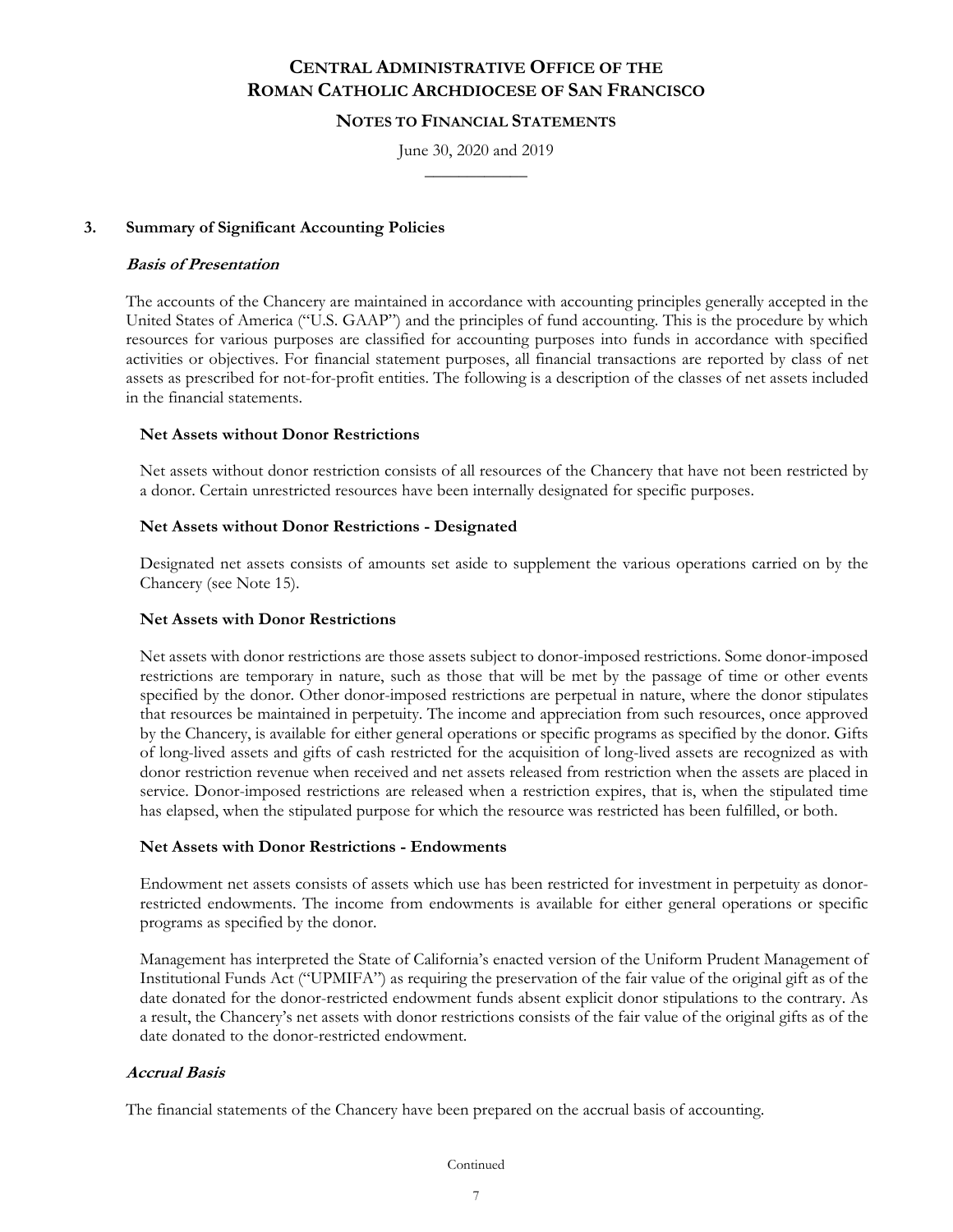## 3. Summary of Significant Accounting Policies

### *Basis of Presentation*

The accounts of the Chancery are maintained in accordance with accounting principles generally accepted in the United States of America ("U.S. GAAP") and the principles of fund accounting. This is the procedure by which resources for various purposes are classified for accounting purposes into funds in accordance with specified activities or objectives. For financial statement purposes, all financial transactions are reported by class of net assets as prescribed for not-for-profit entities. The following is a description of the classes of net assets included in the financial statements.

#### Net Assets without Donor Restrictions

Net assets without donor restriction consists of all resources of the Chancery that have not been restricted by a donor. Certain unrestricted resources have been internally designated for specific purposes.

#### Net Assets without Donor Restrictions - Designated

Designated net assets consists of amounts set aside to supplement the various operations carried on by the Chancery (see Note 15).

#### Net Assets with Donor Restrictions

Net assets with donor restrictions are those assets subject to donor-imposed restrictions. Some donor-imposed restrictions are temporary in nature, such as those that will be met by the passage of time or other events specified by the donor. Other donor-imposed restrictions are perpetual in nature, where the donor stipulates that resources be maintained in perpetuity. The income and appreciation from such resources, once approved by the Chancery, is available for either general operations or specific programs as specified by the donor. Gifts of long-lived assets and gifts of cash restricted for the acquisition of long-lived assets are recognized as with donor restriction revenue when received and net assets released from restriction when the assets are placed in service. Donor-imposed restrictions are released when a restriction expires, that is, when the stipulated time has elapsed, when the stipulated purpose for which the resource was restricted has been fulfilled, or both.

#### Net Assets with Donor Restrictions - Endowments

Endowment net assets consists of assets which use has been restricted for investment in perpetuity as donor-restricted endowments. The income from endowments is available for either general operations or specific programs as specified by the donor.

Management has interpreted the State of California's enacted version of the Uniform Prudent Management of Institutional Funds Act ("UPMIFA") as requiring the preservation of the fair value of the original gift as of the date donated for the donor-restricted endowment funds absent explicit donor stipulations to the contrary. As a result, the Chancery's net assets with donor restrictions consists of the fair value of the original gifts as of the date donated to the donor-restricted endowment.

### *Accrual Basis*

The financial statements of the Chancery have been prepared on the accrual basis of accounting.

Continued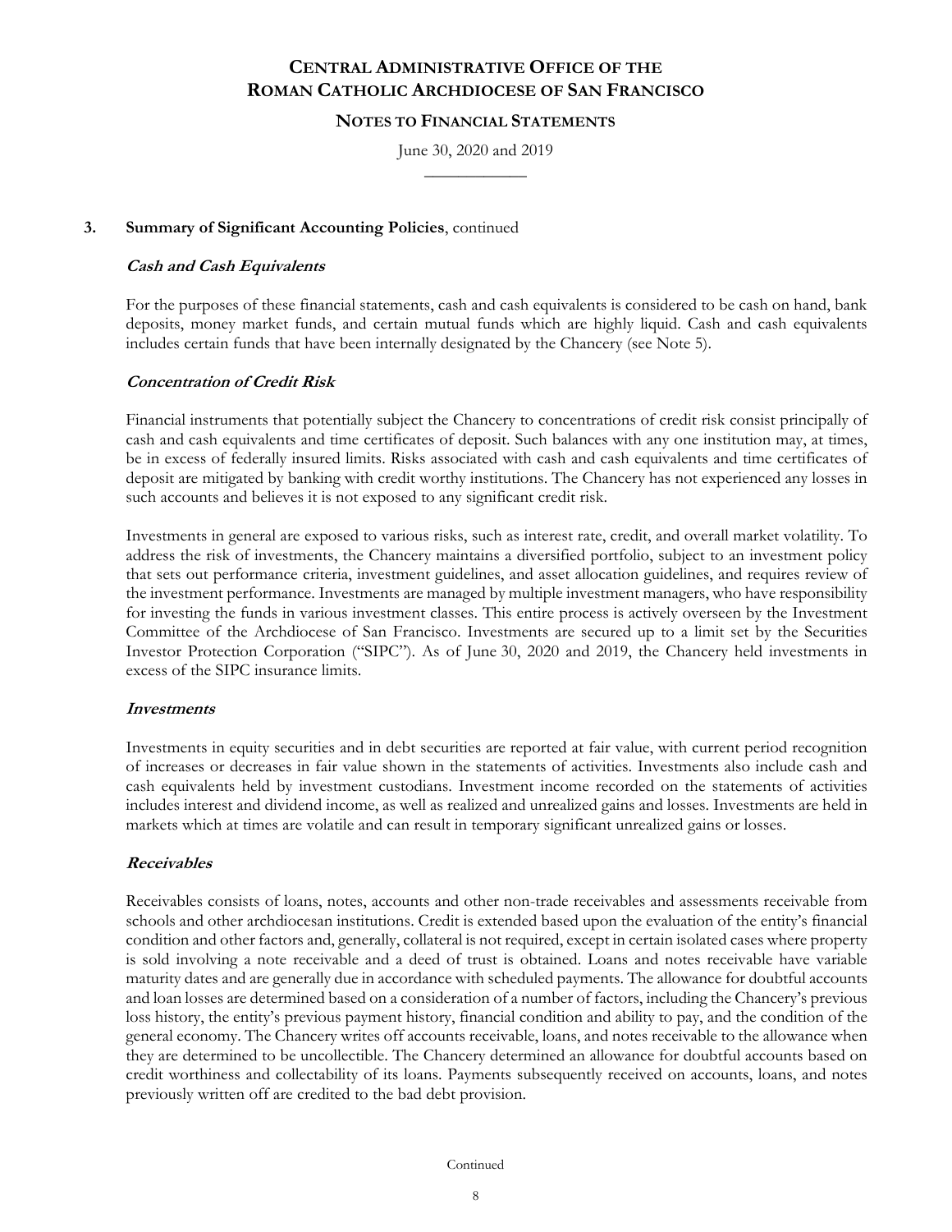## 3. Summary of Significant Accounting Policies, continued

### *Cash and Cash Equivalents*

For the purposes of these financial statements, cash and cash equivalents is considered to be cash on hand, bank deposits, money market funds, and certain mutual funds which are highly liquid. Cash and cash equivalents includes certain funds that have been internally designated by the Chancery (see Note 5).

### *Concentration of Credit Risk*

Financial instruments that potentially subject the Chancery to concentrations of credit risk consist principally of cash and cash equivalents and time certificates of deposit. Such balances with any one institution may, at times, be in excess of federally insured limits. Risks associated with cash and cash equivalents and time certificates of deposit are mitigated by banking with credit worthy institutions. The Chancery has not experienced any losses in such accounts and believes it is not exposed to any significant credit risk.

Investments in general are exposed to various risks, such as interest rate, credit, and overall market volatility. To address the risk of investments, the Chancery maintains a diversified portfolio, subject to an investment policy that sets out performance criteria, investment guidelines, and asset allocation guidelines, and requires review of the investment performance. Investments are managed by multiple investment managers, who have responsibility for investing the funds in various investment classes. This entire process is actively overseen by the Investment Committee of the Archdiocese of San Francisco. Investments are secured up to a limit set by the Securities Investor Protection Corporation ("SIPC"). As of June 30, 2020 and 2019, the Chancery held investments in excess of the SIPC insurance limits.

### *Investments*

Investments in equity securities and in debt securities are reported at fair value, with current period recognition of increases or decreases in fair value shown in the statements of activities. Investments also include cash and cash equivalents held by investment custodians. Investment income recorded on the statements of activities includes interest and dividend income, as well as realized and unrealized gains and losses. Investments are held in markets which at times are volatile and can result in temporary significant unrealized gains or losses.

### *Receivables*

Receivables consists of loans, notes, accounts and other non-trade receivables and assessments receivable from schools and other archdiocesan institutions. Credit is extended based upon the evaluation of the entity's financial condition and other factors and, generally, collateral is not required, except in certain isolated cases where property is sold involving a note receivable and a deed of trust is obtained. Loans and notes receivable have variable maturity dates and are generally due in accordance with scheduled payments. The allowance for doubtful accounts and loan losses are determined based on a consideration of a number of factors, including the Chancery's previous loss history, the entity's previous payment history, financial condition and ability to pay, and the condition of the general economy. The Chancery writes off accounts receivable, loans, and notes receivable to the allowance when they are determined to be uncollectible. The Chancery determined an allowance for doubtful accounts based on credit worthiness and collectability of its loans. Payments subsequently received on accounts, loans, and notes previously written off are credited to the bad debt provision.

Continued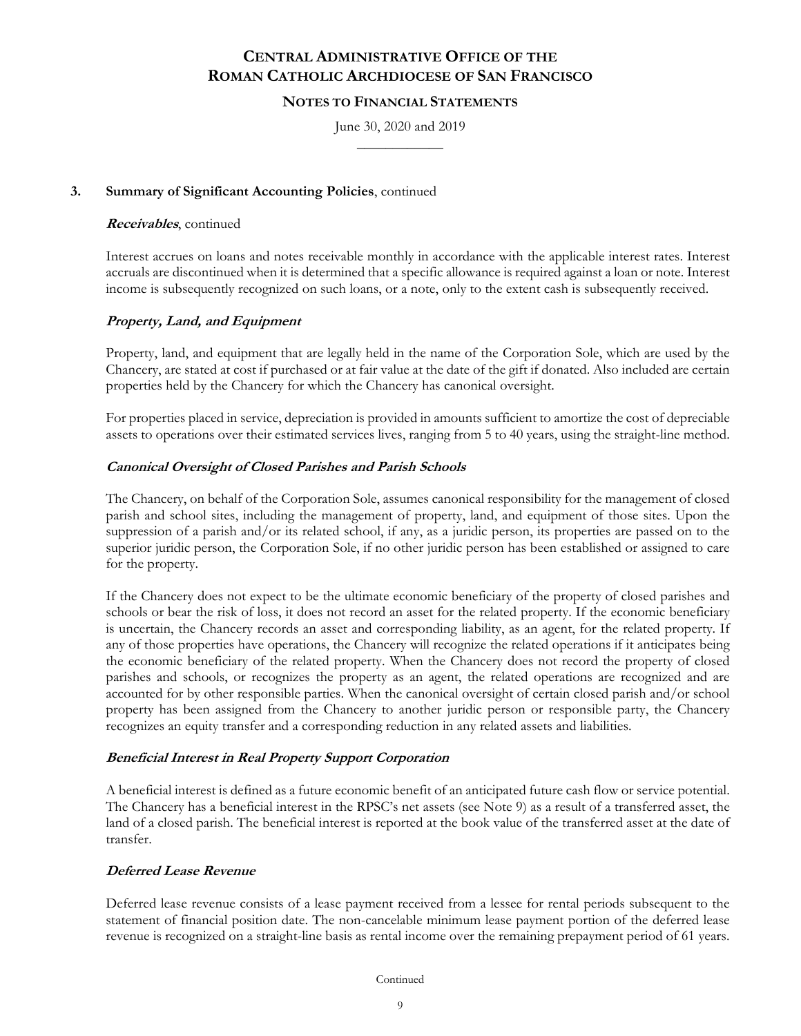### 3. Summary of Significant Accounting Policies, continued

***Receivables***, continued

Interest accrues on loans and notes receivable monthly in accordance with the applicable interest rates. Interest accruals are discontinued when it is determined that a specific allowance is required against a loan or note. Interest income is subsequently recognized on such loans, or a note, only to the extent cash is subsequently received.

***Property, Land, and Equipment***

Property, land, and equipment that are legally held in the name of the Corporation Sole, which are used by the Chancery, are stated at cost if purchased or at fair value at the date of the gift if donated. Also included are certain properties held by the Chancery for which the Chancery has canonical oversight.

For properties placed in service, depreciation is provided in amounts sufficient to amortize the cost of depreciable assets to operations over their estimated services lives, ranging from 5 to 40 years, using the straight-line method.

***Canonical Oversight of Closed Parishes and Parish Schools***

The Chancery, on behalf of the Corporation Sole, assumes canonical responsibility for the management of closed parish and school sites, including the management of property, land, and equipment of those sites. Upon the suppression of a parish and/or its related school, if any, as a juridic person, its properties are passed on to the superior juridic person, the Corporation Sole, if no other juridic person has been established or assigned to care for the property.

If the Chancery does not expect to be the ultimate economic beneficiary of the property of closed parishes and schools or bear the risk of loss, it does not record an asset for the related property. If the economic beneficiary is uncertain, the Chancery records an asset and corresponding liability, as an agent, for the related property. If any of those properties have operations, the Chancery will recognize the related operations if it anticipates being the economic beneficiary of the related property. When the Chancery does not record the property of closed parishes and schools, or recognizes the property as an agent, the related operations are recognized and are accounted for by other responsible parties. When the canonical oversight of certain closed parish and/or school property has been assigned from the Chancery to another juridic person or responsible party, the Chancery recognizes an equity transfer and a corresponding reduction in any related assets and liabilities.

***Beneficial Interest in Real Property Support Corporation***

A beneficial interest is defined as a future economic benefit of an anticipated future cash flow or service potential. The Chancery has a beneficial interest in the RPSC's net assets (see Note 9) as a result of a transferred asset, the land of a closed parish. The beneficial interest is reported at the book value of the transferred asset at the date of transfer.

***Deferred Lease Revenue***

Deferred lease revenue consists of a lease payment received from a lessee for rental periods subsequent to the statement of financial position date. The non-cancelable minimum lease payment portion of the deferred lease revenue is recognized on a straight-line basis as rental income over the remaining prepayment period of 61 years.

Continued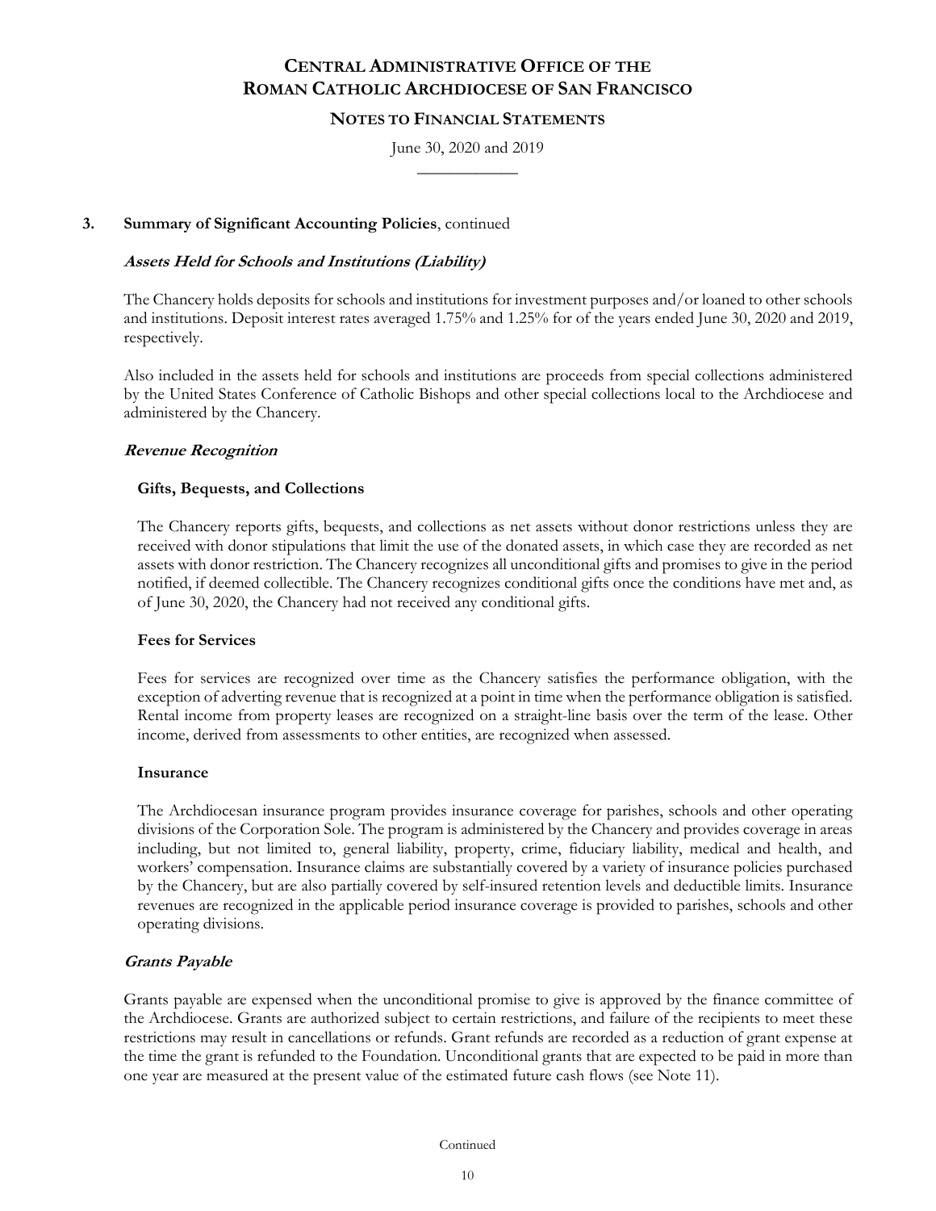## 3. Summary of Significant Accounting Policies, continued

***Assets Held for Schools and Institutions (Liability)***

The Chancery holds deposits for schools and institutions for investment purposes and/or loaned to other schools and institutions. Deposit interest rates averaged 1.75% and 1.25% for of the years ended June 30, 2020 and 2019, respectively.

Also included in the assets held for schools and institutions are proceeds from special collections administered by the United States Conference of Catholic Bishops and other special collections local to the Archdiocese and administered by the Chancery.

***Revenue Recognition***

**Gifts, Bequests, and Collections**

The Chancery reports gifts, bequests, and collections as net assets without donor restrictions unless they are received with donor stipulations that limit the use of the donated assets, in which case they are recorded as net assets with donor restriction. The Chancery recognizes all unconditional gifts and promises to give in the period notified, if deemed collectible. The Chancery recognizes conditional gifts once the conditions have met and, as of June 30, 2020, the Chancery had not received any conditional gifts.

**Fees for Services**

Fees for services are recognized over time as the Chancery satisfies the performance obligation, with the exception of adverting revenue that is recognized at a point in time when the performance obligation is satisfied. Rental income from property leases are recognized on a straight-line basis over the term of the lease. Other income, derived from assessments to other entities, are recognized when assessed.

**Insurance**

The Archdiocesan insurance program provides insurance coverage for parishes, schools and other operating divisions of the Corporation Sole. The program is administered by the Chancery and provides coverage in areas including, but not limited to, general liability, property, crime, fiduciary liability, medical and health, and workers' compensation. Insurance claims are substantially covered by a variety of insurance policies purchased by the Chancery, but are also partially covered by self-insured retention levels and deductible limits. Insurance revenues are recognized in the applicable period insurance coverage is provided to parishes, schools and other operating divisions.

***Grants Payable***

Grants payable are expensed when the unconditional promise to give is approved by the finance committee of the Archdiocese. Grants are authorized subject to certain restrictions, and failure of the recipients to meet these restrictions may result in cancellations or refunds. Grant refunds are recorded as a reduction of grant expense at the time the grant is refunded to the Foundation. Unconditional grants that are expected to be paid in more than one year are measured at the present value of the estimated future cash flows (see Note 11).

Continued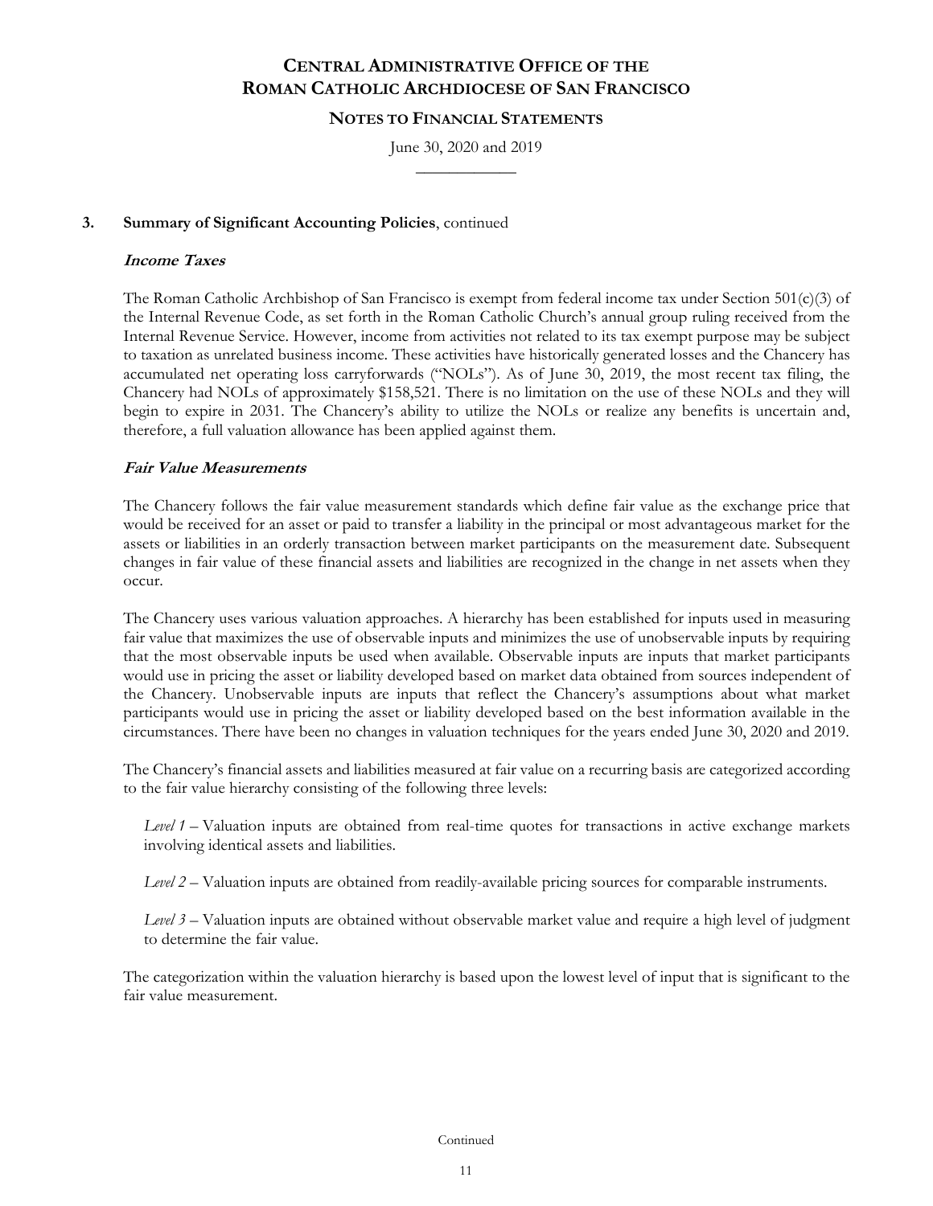### 3. Summary of Significant Accounting Policies, continued

***Income Taxes***

The Roman Catholic Archbishop of San Francisco is exempt from federal income tax under Section 501(c)(3) of the Internal Revenue Code, as set forth in the Roman Catholic Church's annual group ruling received from the Internal Revenue Service. However, income from activities not related to its tax exempt purpose may be subject to taxation as unrelated business income. These activities have historically generated losses and the Chancery has accumulated net operating loss carryforwards ("NOLs"). As of June 30, 2019, the most recent tax filing, the Chancery had NOLs of approximately $158,521. There is no limitation on the use of these NOLs and they will begin to expire in 2031. The Chancery's ability to utilize the NOLs or realize any benefits is uncertain and, therefore, a full valuation allowance has been applied against them.

***Fair Value Measurements***

The Chancery follows the fair value measurement standards which define fair value as the exchange price that would be received for an asset or paid to transfer a liability in the principal or most advantageous market for the assets or liabilities in an orderly transaction between market participants on the measurement date. Subsequent changes in fair value of these financial assets and liabilities are recognized in the change in net assets when they occur.

The Chancery uses various valuation approaches. A hierarchy has been established for inputs used in measuring fair value that maximizes the use of observable inputs and minimizes the use of unobservable inputs by requiring that the most observable inputs be used when available. Observable inputs are inputs that market participants would use in pricing the asset or liability developed based on market data obtained from sources independent of the Chancery. Unobservable inputs are inputs that reflect the Chancery's assumptions about what market participants would use in pricing the asset or liability developed based on the best information available in the circumstances. There have been no changes in valuation techniques for the years ended June 30, 2020 and 2019.

The Chancery's financial assets and liabilities measured at fair value on a recurring basis are categorized according to the fair value hierarchy consisting of the following three levels:

*Level 1* – Valuation inputs are obtained from real-time quotes for transactions in active exchange markets involving identical assets and liabilities.

*Level 2* – Valuation inputs are obtained from readily-available pricing sources for comparable instruments.

*Level 3* – Valuation inputs are obtained without observable market value and require a high level of judgment to determine the fair value.

The categorization within the valuation hierarchy is based upon the lowest level of input that is significant to the fair value measurement.

Continued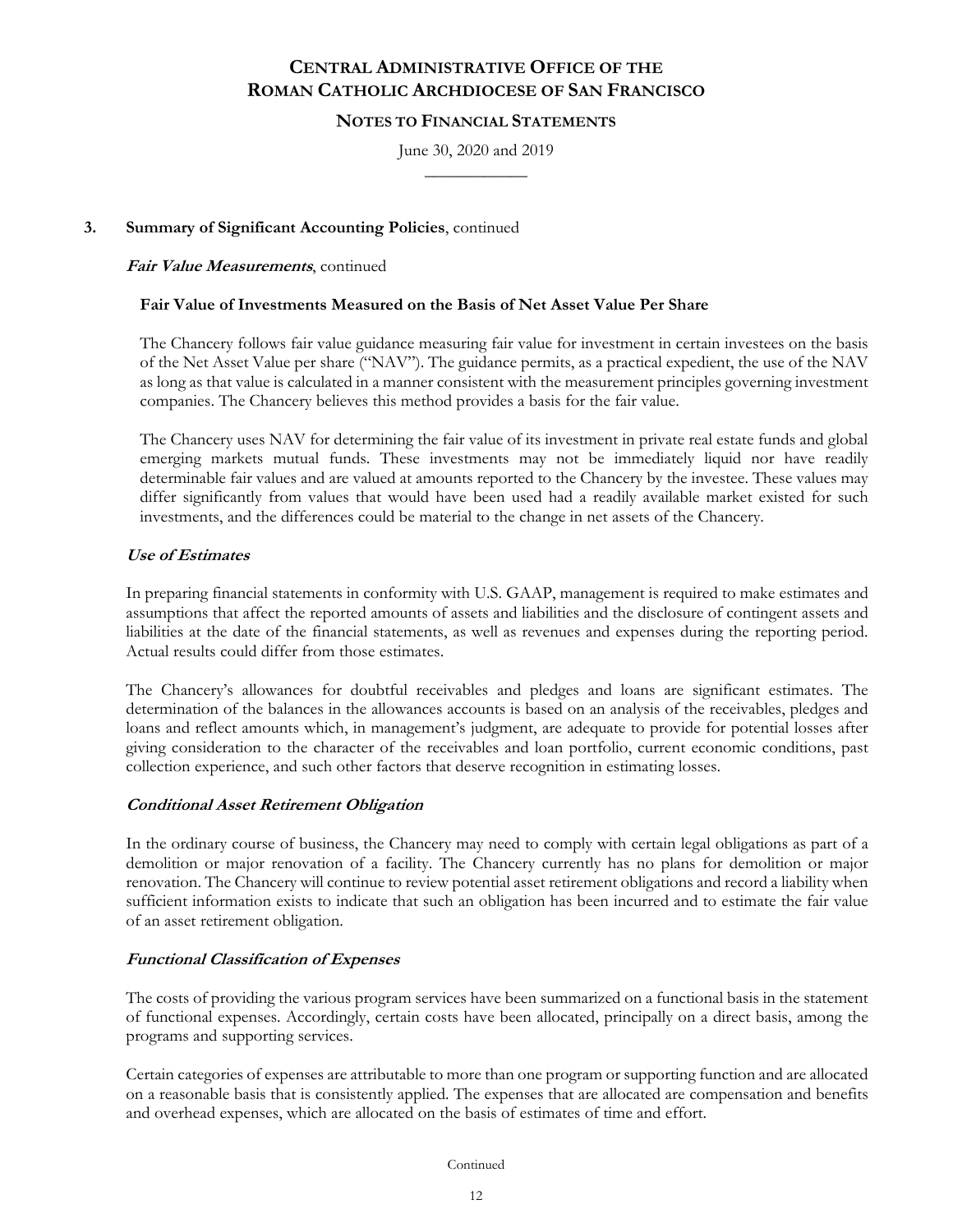## 3. Summary of Significant Accounting Policies, continued

***Fair Value Measurements***, continued

**Fair Value of Investments Measured on the Basis of Net Asset Value Per Share**

The Chancery follows fair value guidance measuring fair value for investment in certain investees on the basis of the Net Asset Value per share ("NAV"). The guidance permits, as a practical expedient, the use of the NAV as long as that value is calculated in a manner consistent with the measurement principles governing investment companies. The Chancery believes this method provides a basis for the fair value.

The Chancery uses NAV for determining the fair value of its investment in private real estate funds and global emerging markets mutual funds. These investments may not be immediately liquid nor have readily determinable fair values and are valued at amounts reported to the Chancery by the investee. These values may differ significantly from values that would have been used had a readily available market existed for such investments, and the differences could be material to the change in net assets of the Chancery.

***Use of Estimates***

In preparing financial statements in conformity with U.S. GAAP, management is required to make estimates and assumptions that affect the reported amounts of assets and liabilities and the disclosure of contingent assets and liabilities at the date of the financial statements, as well as revenues and expenses during the reporting period. Actual results could differ from those estimates.

The Chancery's allowances for doubtful receivables and pledges and loans are significant estimates. The determination of the balances in the allowances accounts is based on an analysis of the receivables, pledges and loans and reflect amounts which, in management's judgment, are adequate to provide for potential losses after giving consideration to the character of the receivables and loan portfolio, current economic conditions, past collection experience, and such other factors that deserve recognition in estimating losses.

***Conditional Asset Retirement Obligation***

In the ordinary course of business, the Chancery may need to comply with certain legal obligations as part of a demolition or major renovation of a facility. The Chancery currently has no plans for demolition or major renovation. The Chancery will continue to review potential asset retirement obligations and record a liability when sufficient information exists to indicate that such an obligation has been incurred and to estimate the fair value of an asset retirement obligation.

***Functional Classification of Expenses***

The costs of providing the various program services have been summarized on a functional basis in the statement of functional expenses. Accordingly, certain costs have been allocated, principally on a direct basis, among the programs and supporting services.

Certain categories of expenses are attributable to more than one program or supporting function and are allocated on a reasonable basis that is consistently applied. The expenses that are allocated are compensation and benefits and overhead expenses, which are allocated on the basis of estimates of time and effort.

Continued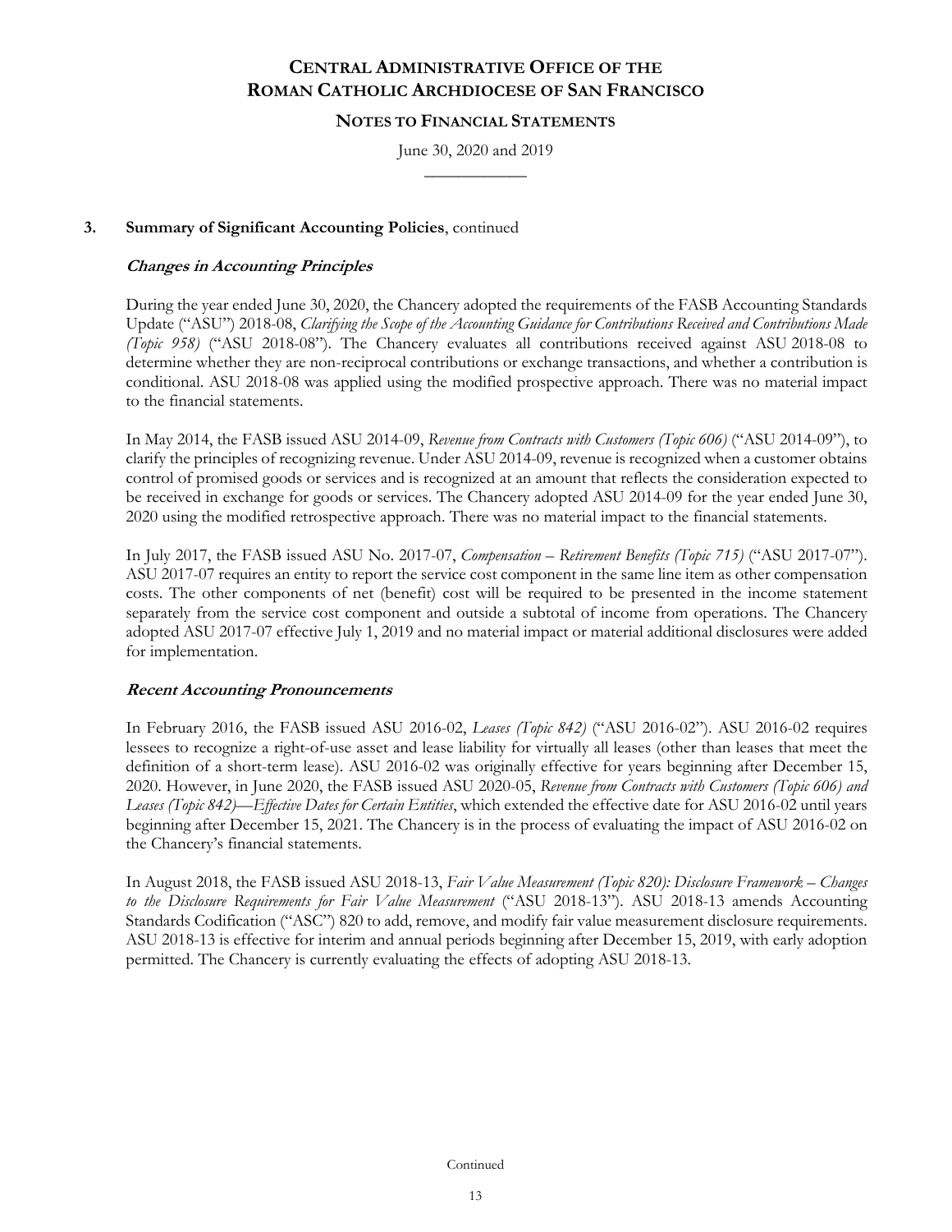## 3. Summary of Significant Accounting Policies, continued

### *Changes in Accounting Principles*

During the year ended June 30, 2020, the Chancery adopted the requirements of the FASB Accounting Standards Update ("ASU") 2018-08, *Clarifying the Scope of the Accounting Guidance for Contributions Received and Contributions Made (Topic 958)* ("ASU 2018-08"). The Chancery evaluates all contributions received against ASU 2018-08 to determine whether they are non-reciprocal contributions or exchange transactions, and whether a contribution is conditional. ASU 2018-08 was applied using the modified prospective approach. There was no material impact to the financial statements.

In May 2014, the FASB issued ASU 2014-09, *Revenue from Contracts with Customers (Topic 606)* ("ASU 2014-09"), to clarify the principles of recognizing revenue. Under ASU 2014-09, revenue is recognized when a customer obtains control of promised goods or services and is recognized at an amount that reflects the consideration expected to be received in exchange for goods or services. The Chancery adopted ASU 2014-09 for the year ended June 30, 2020 using the modified retrospective approach. There was no material impact to the financial statements.

In July 2017, the FASB issued ASU No. 2017-07, *Compensation – Retirement Benefits (Topic 715)* ("ASU 2017-07"). ASU 2017-07 requires an entity to report the service cost component in the same line item as other compensation costs. The other components of net (benefit) cost will be required to be presented in the income statement separately from the service cost component and outside a subtotal of income from operations. The Chancery adopted ASU 2017-07 effective July 1, 2019 and no material impact or material additional disclosures were added for implementation.

### *Recent Accounting Pronouncements*

In February 2016, the FASB issued ASU 2016-02, *Leases (Topic 842)* ("ASU 2016-02"). ASU 2016-02 requires lessees to recognize a right-of-use asset and lease liability for virtually all leases (other than leases that meet the definition of a short-term lease). ASU 2016-02 was originally effective for years beginning after December 15, 2020. However, in June 2020, the FASB issued ASU 2020-05, *Revenue from Contracts with Customers (Topic 606) and Leases (Topic 842)—Effective Dates for Certain Entities*, which extended the effective date for ASU 2016-02 until years beginning after December 15, 2021. The Chancery is in the process of evaluating the impact of ASU 2016-02 on the Chancery's financial statements.

In August 2018, the FASB issued ASU 2018-13, *Fair Value Measurement (Topic 820): Disclosure Framework – Changes to the Disclosure Requirements for Fair Value Measurement* ("ASU 2018-13"). ASU 2018-13 amends Accounting Standards Codification ("ASC") 820 to add, remove, and modify fair value measurement disclosure requirements. ASU 2018-13 is effective for interim and annual periods beginning after December 15, 2019, with early adoption permitted. The Chancery is currently evaluating the effects of adopting ASU 2018-13.

Continued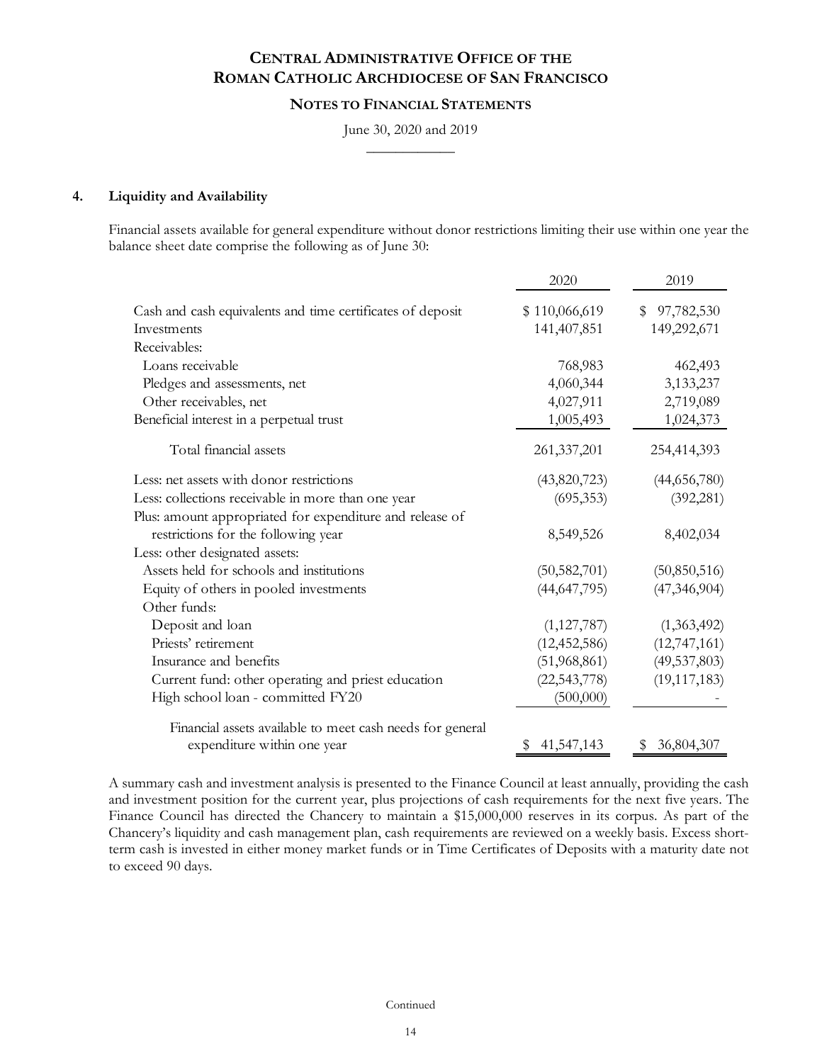### 4. Liquidity and Availability

Financial assets available for general expenditure without donor restrictions limiting their use within one year the balance sheet date comprise the following as of June 30:

| | 2020 | 2019 |
|---|---|---|
| Cash and cash equivalents and time certificates of deposit | $ 110,066,619 | $ 97,782,530 |
| Investments | 141,407,851 | 149,292,671 |
| Receivables: | | |
| Loans receivable | 768,983 | 462,493 |
| Pledges and assessments, net | 4,060,344 | 3,133,237 |
| Other receivables, net | 4,027,911 | 2,719,089 |
| Beneficial interest in a perpetual trust | 1,005,493 | 1,024,373 |
| Total financial assets | 261,337,201 | 254,414,393 |
| Less: net assets with donor restrictions | (43,820,723) | (44,656,780) |
| Less: collections receivable in more than one year | (695,353) | (392,281) |
| Plus: amount appropriated for expenditure and release of restrictions for the following year | 8,549,526 | 8,402,034 |
| Less: other designated assets: | | |
| Assets held for schools and institutions | (50,582,701) | (50,850,516) |
| Equity of others in pooled investments | (44,647,795) | (47,346,904) |
| Other funds: | | |
| Deposit and loan | (1,127,787) | (1,363,492) |
| Priests' retirement | (12,452,586) | (12,747,161) |
| Insurance and benefits | (51,968,861) | (49,537,803) |
| Current fund: other operating and priest education | (22,543,778) | (19,117,183) |
| High school loan - committed FY20 | (500,000) | - |
| Financial assets available to meet cash needs for general expenditure within one year | $ 41,547,143 | $ 36,804,307 |

A summary cash and investment analysis is presented to the Finance Council at least annually, providing the cash and investment position for the current year, plus projections of cash requirements for the next five years. The Finance Council has directed the Chancery to maintain a $15,000,000 reserves in its corpus. As part of the Chancery's liquidity and cash management plan, cash requirements are reviewed on a weekly basis. Excess short-term cash is invested in either money market funds or in Time Certificates of Deposits with a maturity date not to exceed 90 days.

Continued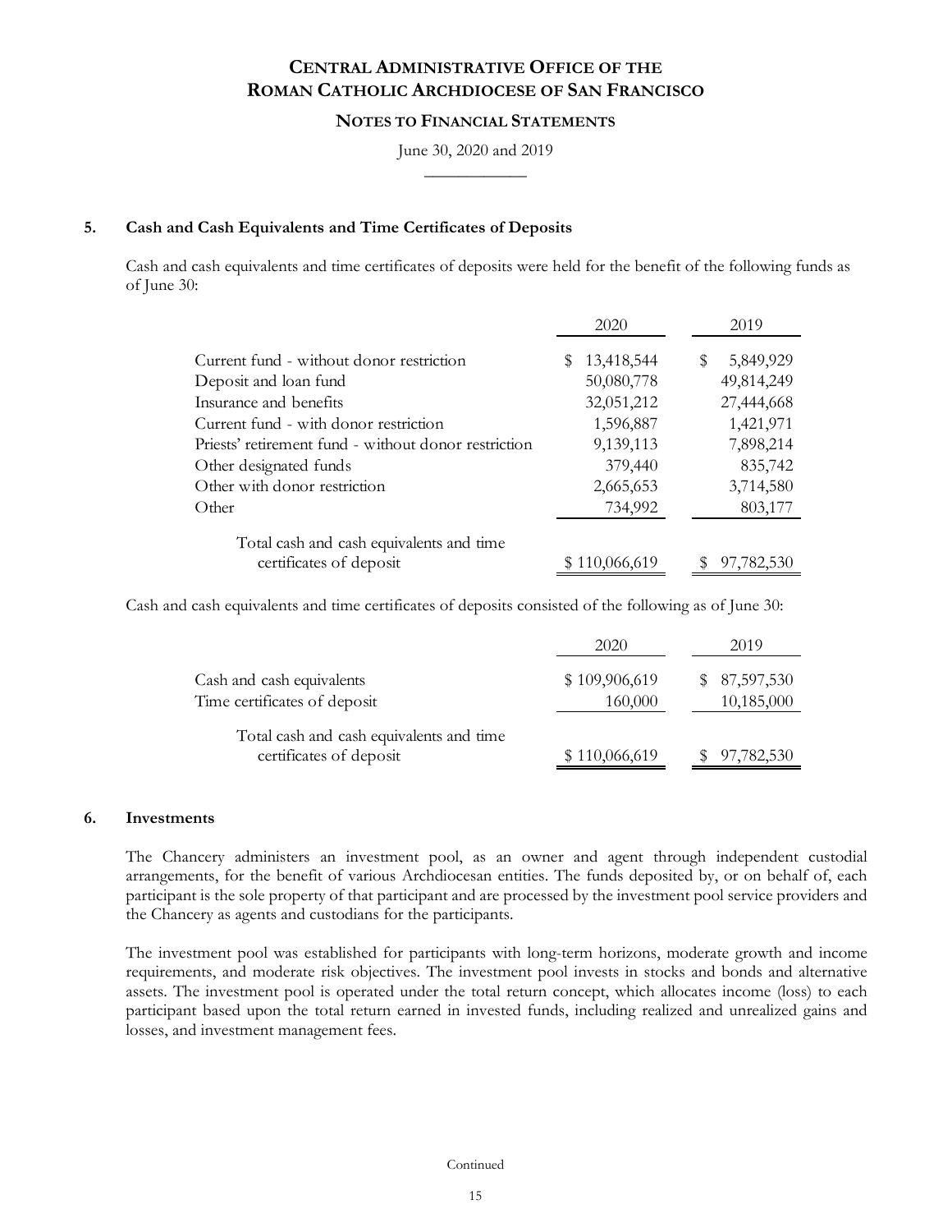# Central Administrative Office of the Roman Catholic Archdiocese of San Francisco

## Notes to Financial Statements

June 30, 2020 and 2019

### 5. Cash and Cash Equivalents and Time Certificates of Deposits

Cash and cash equivalents and time certificates of deposits were held for the benefit of the following funds as of June 30:

| | 2020 | 2019 |
|---|---|---|
| Current fund - without donor restriction | $ 13,418,544 | $ 5,849,929 |
| Deposit and loan fund | 50,080,778 | 49,814,249 |
| Insurance and benefits | 32,051,212 | 27,444,668 |
| Current fund - with donor restriction | 1,596,887 | 1,421,971 |
| Priests' retirement fund - without donor restriction | 9,139,113 | 7,898,214 |
| Other designated funds | 379,440 | 835,742 |
| Other with donor restriction | 2,665,653 | 3,714,580 |
| Other | 734,992 | 803,177 |
| Total cash and cash equivalents and time certificates of deposit | $ 110,066,619 | $ 97,782,530 |

Cash and cash equivalents and time certificates of deposits consisted of the following as of June 30:

| | 2020 | 2019 |
|---|---|---|
| Cash and cash equivalents | $ 109,906,619 | $ 87,597,530 |
| Time certificates of deposit | 160,000 | 10,185,000 |
| Total cash and cash equivalents and time certificates of deposit | $ 110,066,619 | $ 97,782,530 |

### 6. Investments

The Chancery administers an investment pool, as an owner and agent through independent custodial arrangements, for the benefit of various Archdiocesan entities. The funds deposited by, or on behalf of, each participant is the sole property of that participant and are processed by the investment pool service providers and the Chancery as agents and custodians for the participants.

The investment pool was established for participants with long-term horizons, moderate growth and income requirements, and moderate risk objectives. The investment pool invests in stocks and bonds and alternative assets. The investment pool is operated under the total return concept, which allocates income (loss) to each participant based upon the total return earned in invested funds, including realized and unrealized gains and losses, and investment management fees.

Continued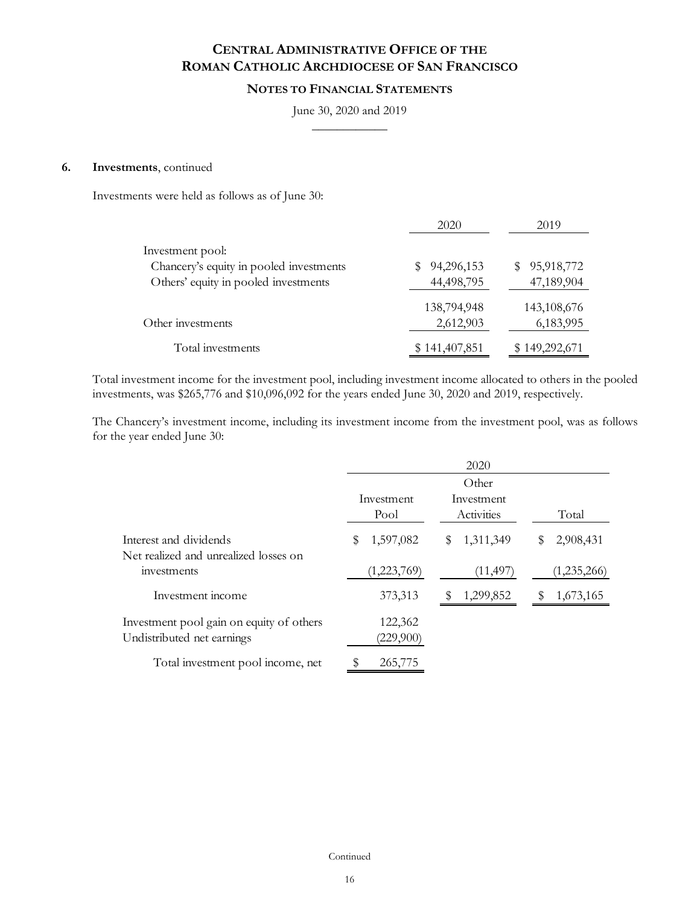## 6. Investments, continued

Investments were held as follows as of June 30:

| | 2020 | 2019 |
|---|---|---|
| Investment pool: | | |
| Chancery's equity in pooled investments | $ 94,296,153 | $ 95,918,772 |
| Others' equity in pooled investments | 44,498,795 | 47,189,904 |
| | 138,794,948 | 143,108,676 |
| Other investments | 2,612,903 | 6,183,995 |
| Total investments | $ 141,407,851 | $ 149,292,671 |

Total investment income for the investment pool, including investment income allocated to others in the pooled investments, was $265,776 and $10,096,092 for the years ended June 30, 2020 and 2019, respectively.

The Chancery's investment income, including its investment income from the investment pool, was as follows for the year ended June 30:

| | 2020 | | |
|---|---|---|---|
| | Investment Pool | Other Investment Activities | Total |
| Interest and dividends | $ 1,597,082 | $ 1,311,349 | $ 2,908,431 |
| Net realized and unrealized losses on investments | (1,223,769) | (11,497) | (1,235,266) |
| Investment income | 373,313 | $ 1,299,852 | $ 1,673,165 |
| Investment pool gain on equity of others | 122,362 | | |
| Undistributed net earnings | (229,900) | | |
| Total investment pool income, net | $ 265,775 | | |

Continued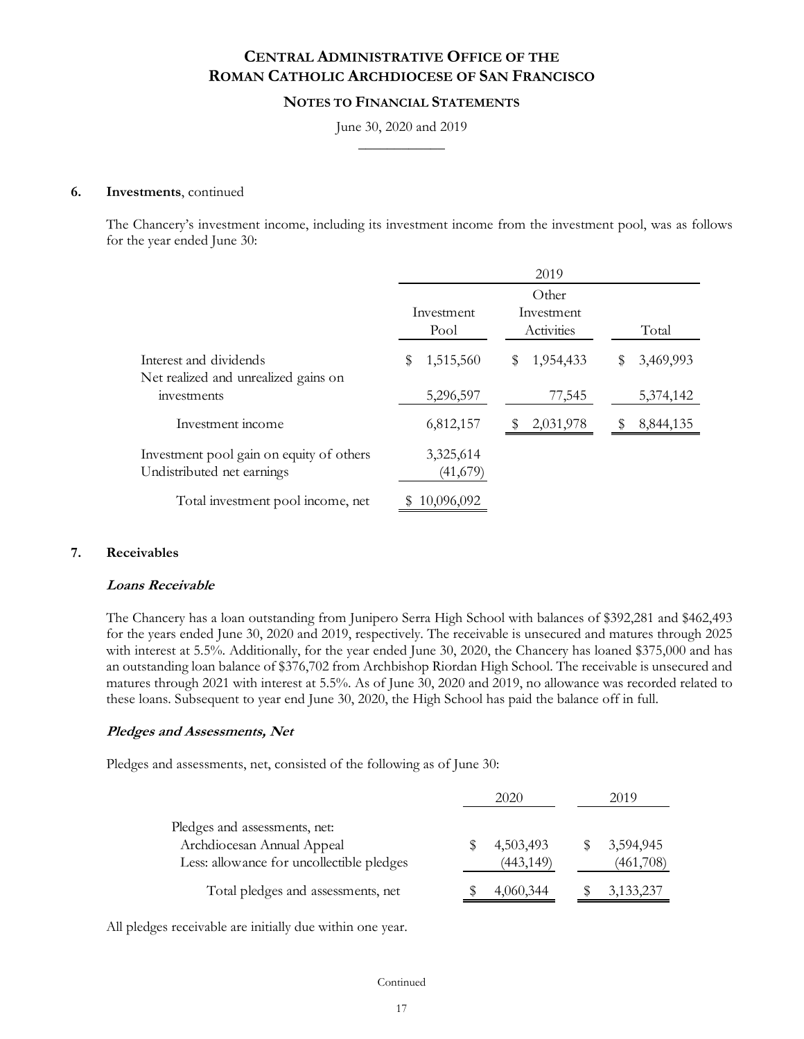# Central Administrative Office of the Roman Catholic Archdiocese of San Francisco

## Notes to Financial Statements

June 30, 2020 and 2019

### 6. Investments, continued

The Chancery's investment income, including its investment income from the investment pool, was as follows for the year ended June 30:

| | 2019 | | |
|---|---|---|---|
| | Investment Pool | Other Investment Activities | Total |
| Interest and dividends | $ 1,515,560 | $ 1,954,433 | $ 3,469,993 |
| Net realized and unrealized gains on investments | 5,296,597 | 77,545 | 5,374,142 |
| Investment income | 6,812,157 | $ 2,031,978 | $ 8,844,135 |
| Investment pool gain on equity of others | 3,325,614 | | |
| Undistributed net earnings | (41,679) | | |
| Total investment pool income, net | $ 10,096,092 | | |

### 7. Receivables

***Loans Receivable***

The Chancery has a loan outstanding from Junipero Serra High School with balances of $392,281 and $462,493 for the years ended June 30, 2020 and 2019, respectively. The receivable is unsecured and matures through 2025 with interest at 5.5%. Additionally, for the year ended June 30, 2020, the Chancery has loaned $375,000 and has an outstanding loan balance of $376,702 from Archbishop Riordan High School. The receivable is unsecured and matures through 2021 with interest at 5.5%. As of June 30, 2020 and 2019, no allowance was recorded related to these loans. Subsequent to year end June 30, 2020, the High School has paid the balance off in full.

***Pledges and Assessments, Net***

Pledges and assessments, net, consisted of the following as of June 30:

| | 2020 | 2019 |
|---|---|---|
| Pledges and assessments, net: | | |
| Archdiocesan Annual Appeal | $ 4,503,493 | $ 3,594,945 |
| Less: allowance for uncollectible pledges | (443,149) | (461,708) |
| Total pledges and assessments, net | $ 4,060,344 | $ 3,133,237 |

All pledges receivable are initially due within one year.

Continued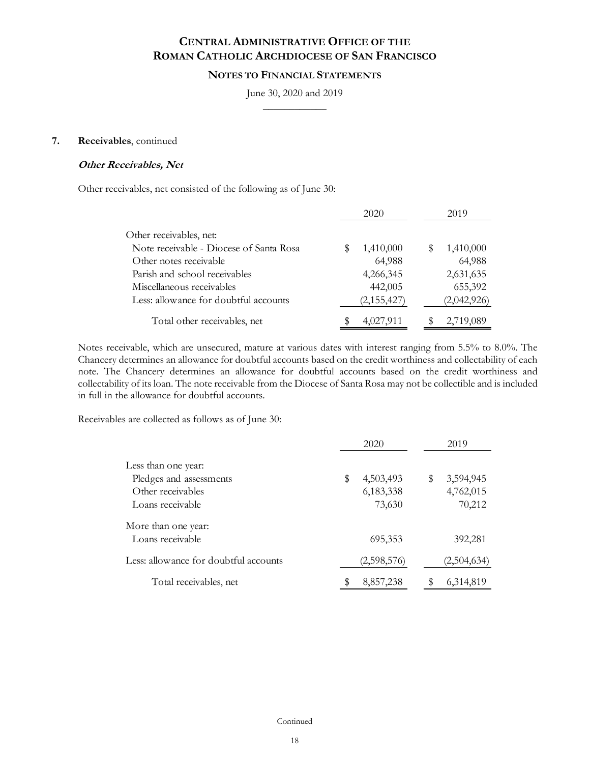**7. Receivables**, continued

***Other Receivables, Net***

Other receivables, net consisted of the following as of June 30:

| | 2020 | 2019 |
|---|---|---|
| Other receivables, net: | | |
| Note receivable - Diocese of Santa Rosa | $ 1,410,000 | $ 1,410,000 |
| Other notes receivable | 64,988 | 64,988 |
| Parish and school receivables | 4,266,345 | 2,631,635 |
| Miscellaneous receivables | 442,005 | 655,392 |
| Less: allowance for doubtful accounts | (2,155,427) | (2,042,926) |
| Total other receivables, net | $ 4,027,911 | $ 2,719,089 |

Notes receivable, which are unsecured, mature at various dates with interest ranging from 5.5% to 8.0%. The Chancery determines an allowance for doubtful accounts based on the credit worthiness and collectability of each note. The Chancery determines an allowance for doubtful accounts based on the credit worthiness and collectability of its loan. The note receivable from the Diocese of Santa Rosa may not be collectible and is included in full in the allowance for doubtful accounts.

Receivables are collected as follows as of June 30:

| | 2020 | 2019 |
|---|---|---|
| Less than one year: | | |
| Pledges and assessments | $ 4,503,493 | $ 3,594,945 |
| Other receivables | 6,183,338 | 4,762,015 |
| Loans receivable | 73,630 | 70,212 |
| More than one year: | | |
| Loans receivable | 695,353 | 392,281 |
| Less: allowance for doubtful accounts | (2,598,576) | (2,504,634) |
| Total receivables, net | $ 8,857,238 | $ 6,314,819 |

Continued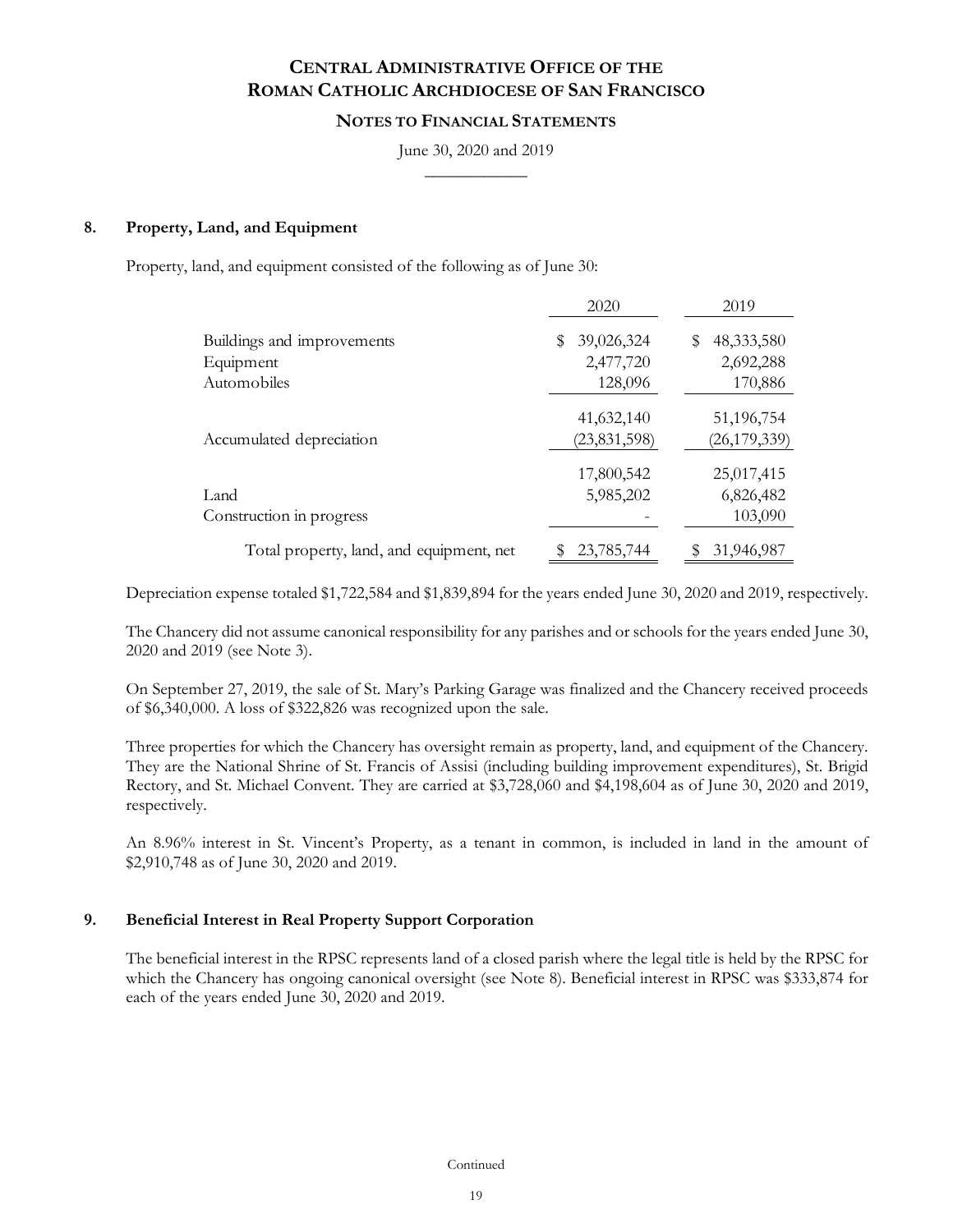# CENTRAL ADMINISTRATIVE OFFICE OF THE ROMAN CATHOLIC ARCHDIOCESE OF SAN FRANCISCO

## NOTES TO FINANCIAL STATEMENTS

June 30, 2020 and 2019

### 8. Property, Land, and Equipment

Property, land, and equipment consisted of the following as of June 30:

| | 2020 | 2019 |
|---|---|---|
| Buildings and improvements | $ 39,026,324 | $ 48,333,580 |
| Equipment | 2,477,720 | 2,692,288 |
| Automobiles | 128,096 | 170,886 |
| | 41,632,140 | 51,196,754 |
| Accumulated depreciation | (23,831,598) | (26,179,339) |
| | 17,800,542 | 25,017,415 |
| Land | 5,985,202 | 6,826,482 |
| Construction in progress | - | 103,090 |
| Total property, land, and equipment, net | $ 23,785,744 | $ 31,946,987 |

Depreciation expense totaled $1,722,584 and $1,839,894 for the years ended June 30, 2020 and 2019, respectively.

The Chancery did not assume canonical responsibility for any parishes and or schools for the years ended June 30, 2020 and 2019 (see Note 3).

On September 27, 2019, the sale of St. Mary's Parking Garage was finalized and the Chancery received proceeds of $6,340,000. A loss of $322,826 was recognized upon the sale.

Three properties for which the Chancery has oversight remain as property, land, and equipment of the Chancery. They are the National Shrine of St. Francis of Assisi (including building improvement expenditures), St. Brigid Rectory, and St. Michael Convent. They are carried at $3,728,060 and $4,198,604 as of June 30, 2020 and 2019, respectively.

An 8.96% interest in St. Vincent's Property, as a tenant in common, is included in land in the amount of $2,910,748 as of June 30, 2020 and 2019.

### 9. Beneficial Interest in Real Property Support Corporation

The beneficial interest in the RPSC represents land of a closed parish where the legal title is held by the RPSC for which the Chancery has ongoing canonical oversight (see Note 8). Beneficial interest in RPSC was $333,874 for each of the years ended June 30, 2020 and 2019.

Continued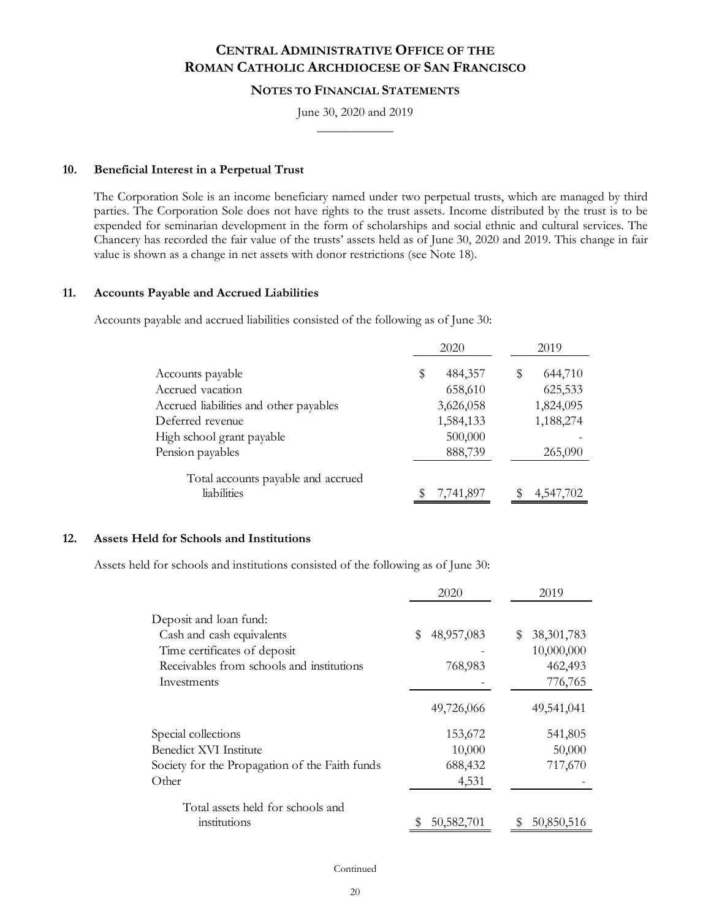## 10. Beneficial Interest in a Perpetual Trust

The Corporation Sole is an income beneficiary named under two perpetual trusts, which are managed by third parties. The Corporation Sole does not have rights to the trust assets. Income distributed by the trust is to be expended for seminarian development in the form of scholarships and social ethnic and cultural services. The Chancery has recorded the fair value of the trusts' assets held as of June 30, 2020 and 2019. This change in fair value is shown as a change in net assets with donor restrictions (see Note 18).

## 11. Accounts Payable and Accrued Liabilities

Accounts payable and accrued liabilities consisted of the following as of June 30:

| | 2020 | 2019 |
|---|---|---|
| Accounts payable | $ 484,357 | $ 644,710 |
| Accrued vacation | 658,610 | 625,533 |
| Accrued liabilities and other payables | 3,626,058 | 1,824,095 |
| Deferred revenue | 1,584,133 | 1,188,274 |
| High school grant payable | 500,000 | - |
| Pension payables | 888,739 | 265,090 |
| Total accounts payable and accrued liabilities | $ 7,741,897 | $ 4,547,702 |

## 12. Assets Held for Schools and Institutions

Assets held for schools and institutions consisted of the following as of June 30:

| | 2020 | 2019 |
|---|---|---|
| Deposit and loan fund: | | |
| Cash and cash equivalents | $ 48,957,083 | $ 38,301,783 |
| Time certificates of deposit | - | 10,000,000 |
| Receivables from schools and institutions | 768,983 | 462,493 |
| Investments | - | 776,765 |
| | 49,726,066 | 49,541,041 |
| Special collections | 153,672 | 541,805 |
| Benedict XVI Institute | 10,000 | 50,000 |
| Society for the Propagation of the Faith funds | 688,432 | 717,670 |
| Other | 4,531 | - |
| Total assets held for schools and institutions | $ 50,582,701 | $ 50,850,516 |

Continued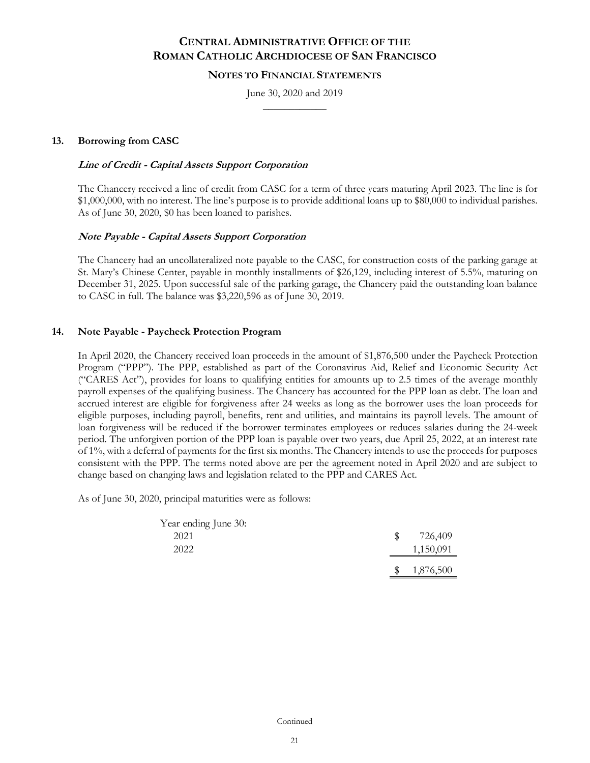## 13. Borrowing from CASC

### *Line of Credit - Capital Assets Support Corporation*

The Chancery received a line of credit from CASC for a term of three years maturing April 2023. The line is for $1,000,000, with no interest. The line's purpose is to provide additional loans up to $80,000 to individual parishes. As of June 30, 2020, $0 has been loaned to parishes.

### *Note Payable - Capital Assets Support Corporation*

The Chancery had an uncollateralized note payable to the CASC, for construction costs of the parking garage at St. Mary's Chinese Center, payable in monthly installments of $26,129, including interest of 5.5%, maturing on December 31, 2025. Upon successful sale of the parking garage, the Chancery paid the outstanding loan balance to CASC in full. The balance was $3,220,596 as of June 30, 2019.

## 14. Note Payable - Paycheck Protection Program

In April 2020, the Chancery received loan proceeds in the amount of $1,876,500 under the Paycheck Protection Program ("PPP"). The PPP, established as part of the Coronavirus Aid, Relief and Economic Security Act ("CARES Act"), provides for loans to qualifying entities for amounts up to 2.5 times of the average monthly payroll expenses of the qualifying business. The Chancery has accounted for the PPP loan as debt. The loan and accrued interest are eligible for forgiveness after 24 weeks as long as the borrower uses the loan proceeds for eligible purposes, including payroll, benefits, rent and utilities, and maintains its payroll levels. The amount of loan forgiveness will be reduced if the borrower terminates employees or reduces salaries during the 24-week period. The unforgiven portion of the PPP loan is payable over two years, due April 25, 2022, at an interest rate of 1%, with a deferral of payments for the first six months. The Chancery intends to use the proceeds for purposes consistent with the PPP. The terms noted above are per the agreement noted in April 2020 and are subject to change based on changing laws and legislation related to the PPP and CARES Act.

As of June 30, 2020, principal maturities were as follows:

| Year ending June 30: | |
|---|---|
| 2021 | $ 726,409 |
| 2022 | 1,150,091 |
| | $ 1,876,500 |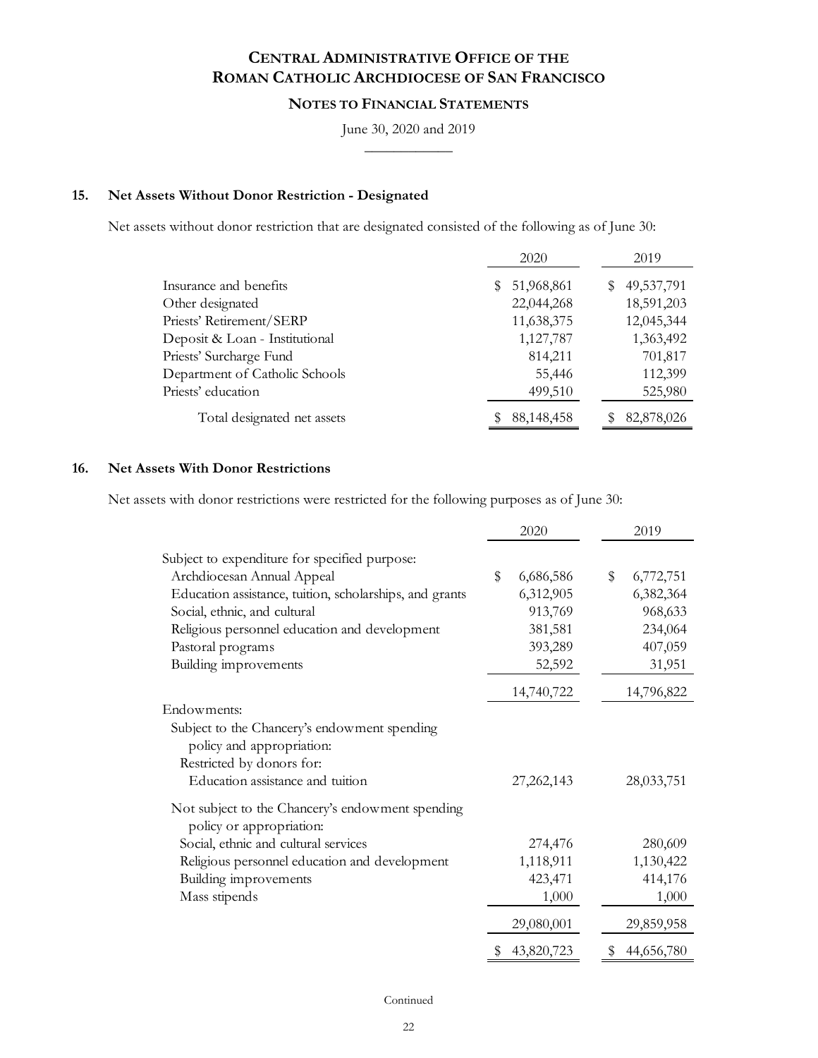# Central Administrative Office of the Roman Catholic Archdiocese of San Francisco

## Notes to Financial Statements

June 30, 2020 and 2019

### 15. Net Assets Without Donor Restriction - Designated

Net assets without donor restriction that are designated consisted of the following as of June 30:

| | 2020 | 2019 |
|---|---|---|
| Insurance and benefits | $ 51,968,861 | $ 49,537,791 |
| Other designated | 22,044,268 | 18,591,203 |
| Priests' Retirement/SERP | 11,638,375 | 12,045,344 |
| Deposit & Loan - Institutional | 1,127,787 | 1,363,492 |
| Priests' Surcharge Fund | 814,211 | 701,817 |
| Department of Catholic Schools | 55,446 | 112,399 |
| Priests' education | 499,510 | 525,980 |
| Total designated net assets | $ 88,148,458 | $ 82,878,026 |

### 16. Net Assets With Donor Restrictions

Net assets with donor restrictions were restricted for the following purposes as of June 30:

| | 2020 | 2019 |
|---|---|---|
| Subject to expenditure for specified purpose: | | |
| Archdiocesan Annual Appeal | $ 6,686,586 | $ 6,772,751 |
| Education assistance, tuition, scholarships, and grants | 6,312,905 | 6,382,364 |
| Social, ethnic, and cultural | 913,769 | 968,633 |
| Religious personnel education and development | 381,581 | 234,064 |
| Pastoral programs | 393,289 | 407,059 |
| Building improvements | 52,592 | 31,951 |
| | 14,740,722 | 14,796,822 |
| Endowments: | | |
| Subject to the Chancery's endowment spending policy and appropriation: | | |
| Restricted by donors for: | | |
| Education assistance and tuition | 27,262,143 | 28,033,751 |
| Not subject to the Chancery's endowment spending policy or appropriation: | | |
| Social, ethnic and cultural services | 274,476 | 280,609 |
| Religious personnel education and development | 1,118,911 | 1,130,422 |
| Building improvements | 423,471 | 414,176 |
| Mass stipends | 1,000 | 1,000 |
| | 29,080,001 | 29,859,958 |
| | $ 43,820,723 | $ 44,656,780 |

Continued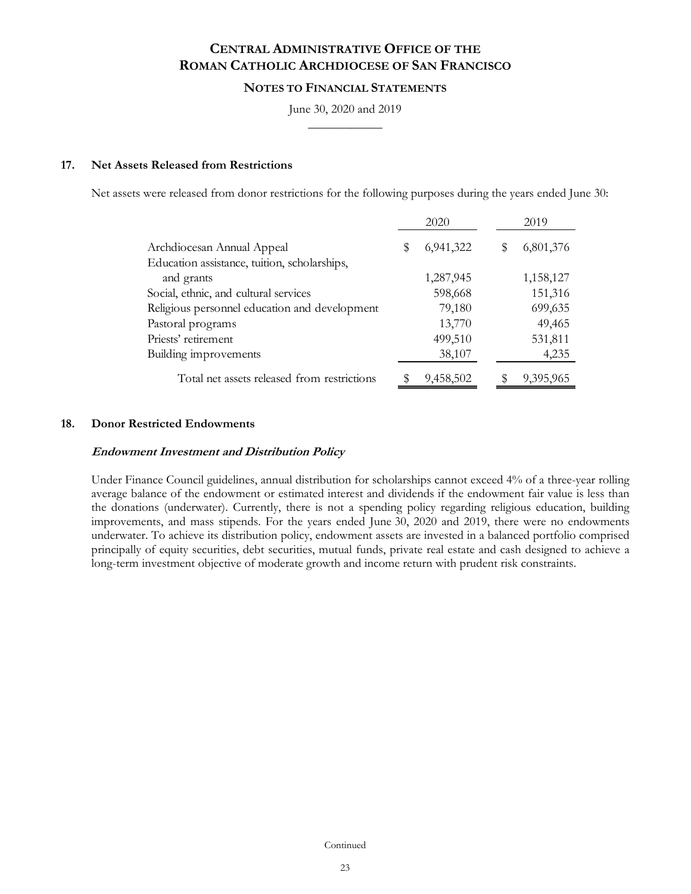## 17. Net Assets Released from Restrictions

Net assets were released from donor restrictions for the following purposes during the years ended June 30:

| | 2020 | 2019 |
|---|---|---|
| Archdiocesan Annual Appeal | $ 6,941,322 | $ 6,801,376 |
| Education assistance, tuition, scholarships, and grants | 1,287,945 | 1,158,127 |
| Social, ethnic, and cultural services | 598,668 | 151,316 |
| Religious personnel education and development | 79,180 | 699,635 |
| Pastoral programs | 13,770 | 49,465 |
| Priests' retirement | 499,510 | 531,811 |
| Building improvements | 38,107 | 4,235 |
| Total net assets released from restrictions | $ 9,458,502 | $ 9,395,965 |

## 18. Donor Restricted Endowments

***Endowment Investment and Distribution Policy***

Under Finance Council guidelines, annual distribution for scholarships cannot exceed 4% of a three-year rolling average balance of the endowment or estimated interest and dividends if the endowment fair value is less than the donations (underwater). Currently, there is not a spending policy regarding religious education, building improvements, and mass stipends. For the years ended June 30, 2020 and 2019, there were no endowments underwater. To achieve its distribution policy, endowment assets are invested in a balanced portfolio comprised principally of equity securities, debt securities, mutual funds, private real estate and cash designed to achieve a long-term investment objective of moderate growth and income return with prudent risk constraints.

Continued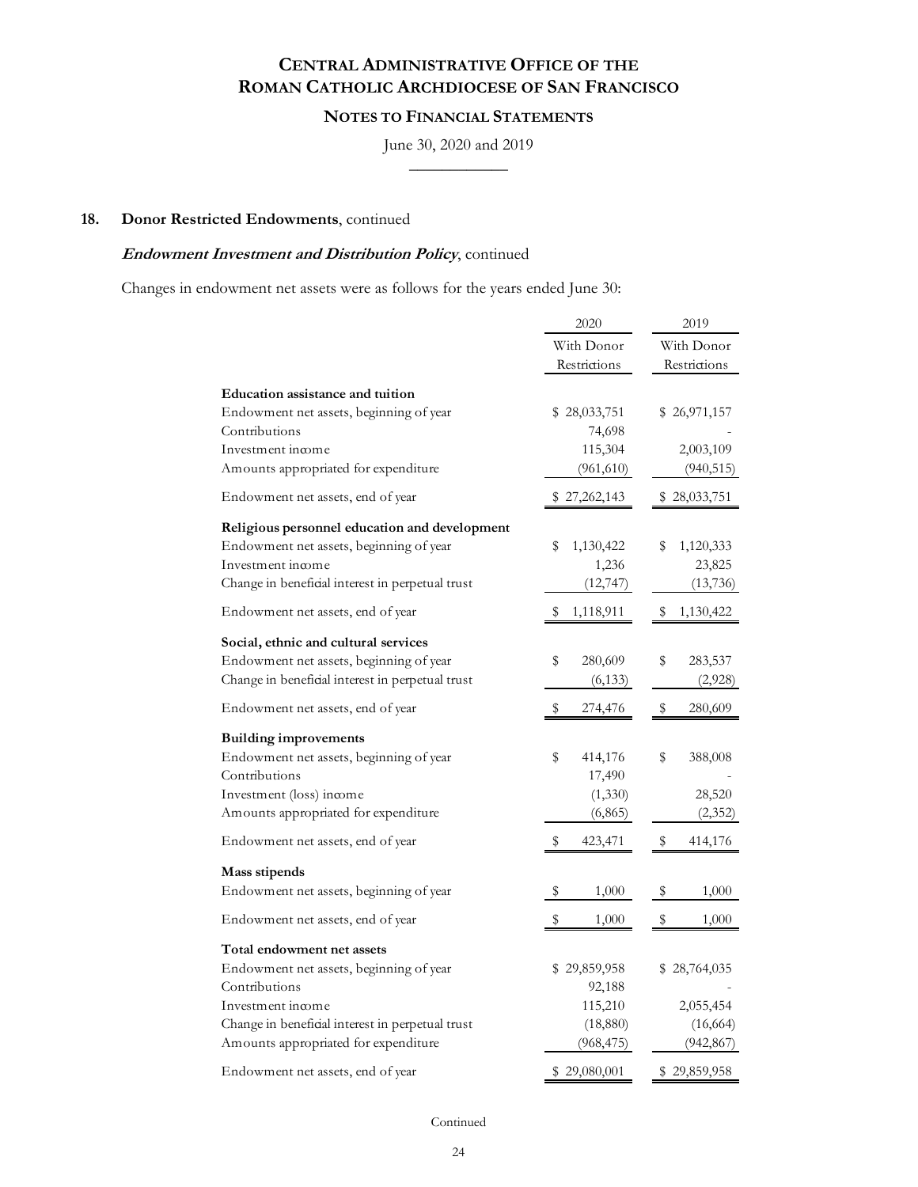## 18. Donor Restricted Endowments, continued

***Endowment Investment and Distribution Policy***, continued

Changes in endowment net assets were as follows for the years ended June 30:

| | 2020 | 2019 |
|---|---|---|
| | With Donor Restrictions | With Donor Restrictions |
| **Education assistance and tuition** | | |
| Endowment net assets, beginning of year | $ 28,033,751 | $ 26,971,157 |
| Contributions | 74,698 | - |
| Investment income | 115,304 | 2,003,109 |
| Amounts appropriated for expenditure | (961,610) | (940,515) |
| Endowment net assets, end of year | $ 27,262,143 | $ 28,033,751 |
| **Religious personnel education and development** | | |
| Endowment net assets, beginning of year | $ 1,130,422 | $ 1,120,333 |
| Investment income | 1,236 | 23,825 |
| Change in beneficial interest in perpetual trust | (12,747) | (13,736) |
| Endowment net assets, end of year | $ 1,118,911 | $ 1,130,422 |
| **Social, ethnic and cultural services** | | |
| Endowment net assets, beginning of year | $ 280,609 | $ 283,537 |
| Change in beneficial interest in perpetual trust | (6,133) | (2,928) |
| Endowment net assets, end of year | $ 274,476 | $ 280,609 |
| **Building improvements** | | |
| Endowment net assets, beginning of year | $ 414,176 | $ 388,008 |
| Contributions | 17,490 | - |
| Investment (loss) income | (1,330) | 28,520 |
| Amounts appropriated for expenditure | (6,865) | (2,352) |
| Endowment net assets, end of year | $ 423,471 | $ 414,176 |
| **Mass stipends** | | |
| Endowment net assets, beginning of year | $ 1,000 | $ 1,000 |
| Endowment net assets, end of year | $ 1,000 | $ 1,000 |
| **Total endowment net assets** | | |
| Endowment net assets, beginning of year | $ 29,859,958 | $ 28,764,035 |
| Contributions | 92,188 | - |
| Investment income | 115,210 | 2,055,454 |
| Change in beneficial interest in perpetual trust | (18,880) | (16,664) |
| Amounts appropriated for expenditure | (968,475) | (942,867) |
| Endowment net assets, end of year | $ 29,080,001 | $ 29,859,958 |

Continued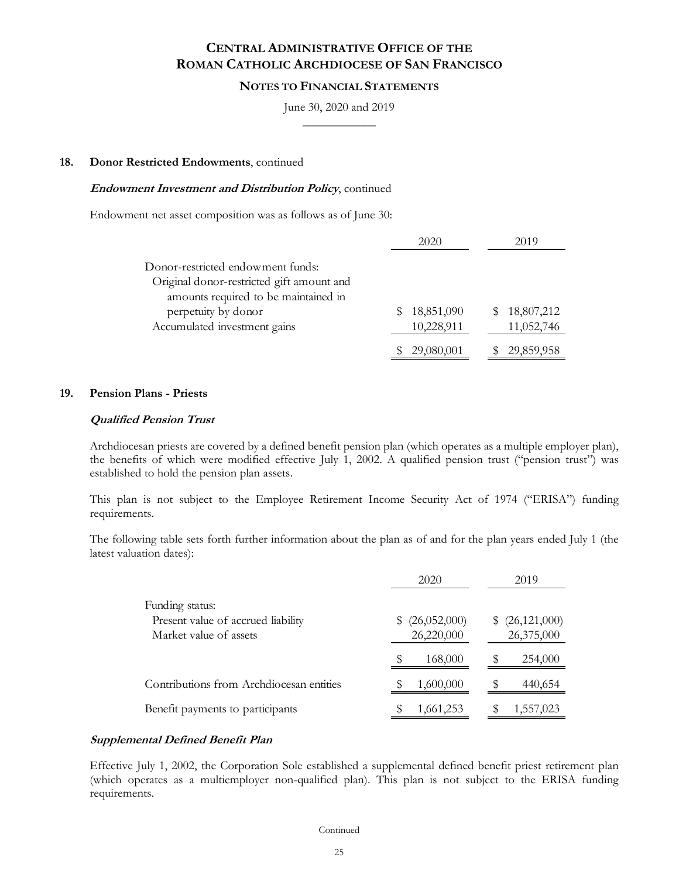# CENTRAL ADMINISTRATIVE OFFICE OF THE ROMAN CATHOLIC ARCHDIOCESE OF SAN FRANCISCO

## NOTES TO FINANCIAL STATEMENTS

June 30, 2020 and 2019

**18. Donor Restricted Endowments**, continued

***Endowment Investment and Distribution Policy***, continued

Endowment net asset composition was as follows as of June 30:

| | 2020 | 2019 |
|---|---|---|
| Donor-restricted endowment funds: | | |
| Original donor-restricted gift amount and amounts required to be maintained in perpetuity by donor | $ 18,851,090 | $ 18,807,212 |
| Accumulated investment gains | 10,228,911 | 11,052,746 |
| | $ 29,080,001 | $ 29,859,958 |

**19. Pension Plans - Priests**

***Qualified Pension Trust***

Archdiocesan priests are covered by a defined benefit pension plan (which operates as a multiple employer plan), the benefits of which were modified effective July 1, 2002. A qualified pension trust ("pension trust") was established to hold the pension plan assets.

This plan is not subject to the Employee Retirement Income Security Act of 1974 ("ERISA") funding requirements.

The following table sets forth further information about the plan as of and for the plan years ended July 1 (the latest valuation dates):

| | 2020 | 2019 |
|---|---|---|
| Funding status: | | |
| Present value of accrued liability | $ (26,052,000) | $ (26,121,000) |
| Market value of assets | 26,220,000 | 26,375,000 |
| | $ 168,000 | $ 254,000 |
| Contributions from Archdiocesan entities | $ 1,600,000 | $ 440,654 |
| Benefit payments to participants | $ 1,661,253 | $ 1,557,023 |

***Supplemental Defined Benefit Plan***

Effective July 1, 2002, the Corporation Sole established a supplemental defined benefit priest retirement plan (which operates as a multiemployer non-qualified plan). This plan is not subject to the ERISA funding requirements.

Continued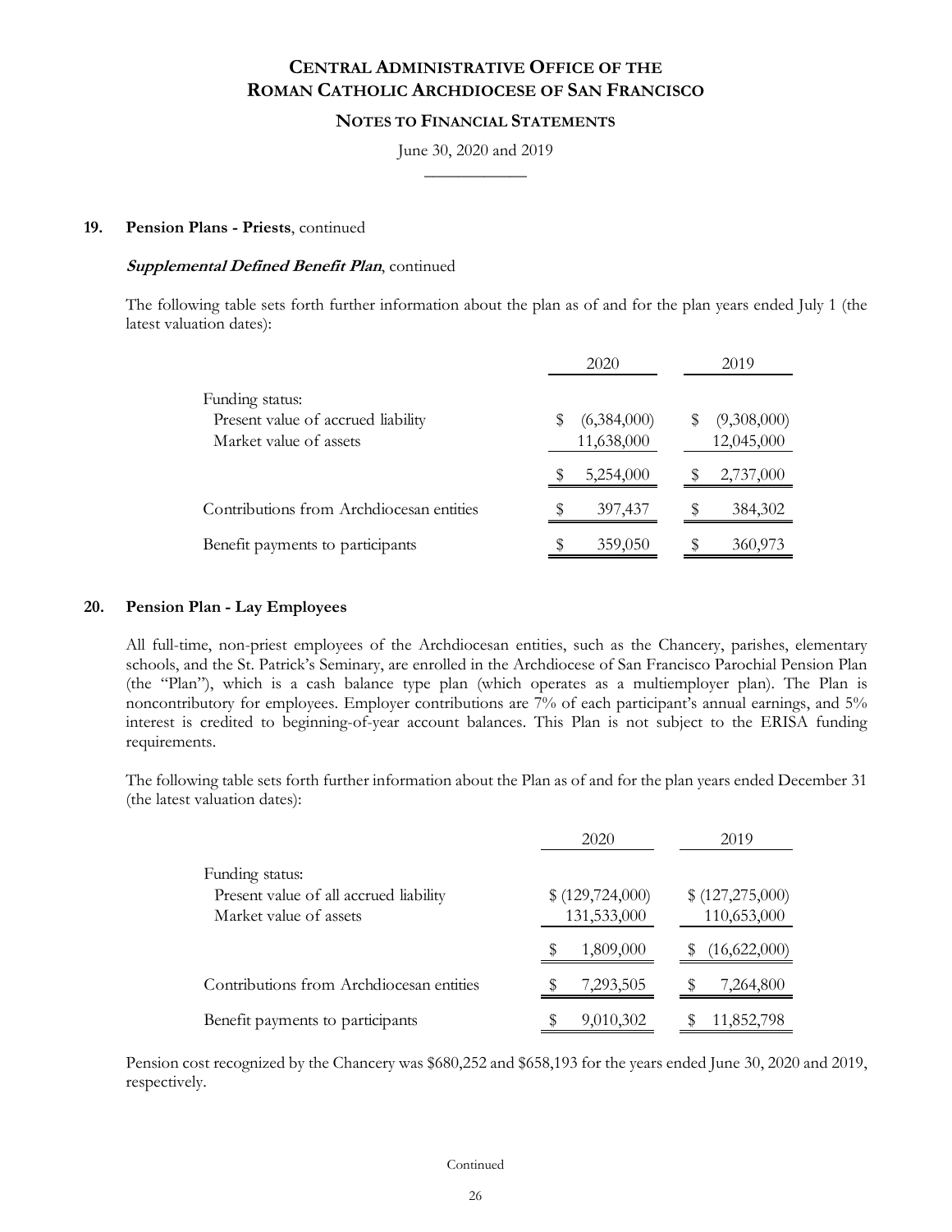# CENTRAL ADMINISTRATIVE OFFICE OF THE ROMAN CATHOLIC ARCHDIOCESE OF SAN FRANCISCO

## NOTES TO FINANCIAL STATEMENTS

June 30, 2020 and 2019

### 19. Pension Plans - Priests, continued

***Supplemental Defined Benefit Plan***, continued

The following table sets forth further information about the plan as of and for the plan years ended July 1 (the latest valuation dates):

| | 2020 | 2019 |
|---|---|---|
| Funding status: | | |
| Present value of accrued liability | $ (6,384,000) | $ (9,308,000) |
| Market value of assets | 11,638,000 | 12,045,000 |
| | $ 5,254,000 | $ 2,737,000 |
| Contributions from Archdiocesan entities | $ 397,437 | $ 384,302 |
| Benefit payments to participants | $ 359,050 | $ 360,973 |

### 20. Pension Plan - Lay Employees

All full-time, non-priest employees of the Archdiocesan entities, such as the Chancery, parishes, elementary schools, and the St. Patrick's Seminary, are enrolled in the Archdiocese of San Francisco Parochial Pension Plan (the "Plan"), which is a cash balance type plan (which operates as a multiemployer plan). The Plan is noncontributory for employees. Employer contributions are 7% of each participant's annual earnings, and 5% interest is credited to beginning-of-year account balances. This Plan is not subject to the ERISA funding requirements.

The following table sets forth further information about the Plan as of and for the plan years ended December 31 (the latest valuation dates):

| | 2020 | 2019 |
|---|---|---|
| Funding status: | | |
| Present value of all accrued liability | $ (129,724,000) | $ (127,275,000) |
| Market value of assets | 131,533,000 | 110,653,000 |
| | $ 1,809,000 | $ (16,622,000) |
| Contributions from Archdiocesan entities | $ 7,293,505 | $ 7,264,800 |
| Benefit payments to participants | $ 9,010,302 | $ 11,852,798 |

Pension cost recognized by the Chancery was $680,252 and $658,193 for the years ended June 30, 2020 and 2019, respectively.

Continued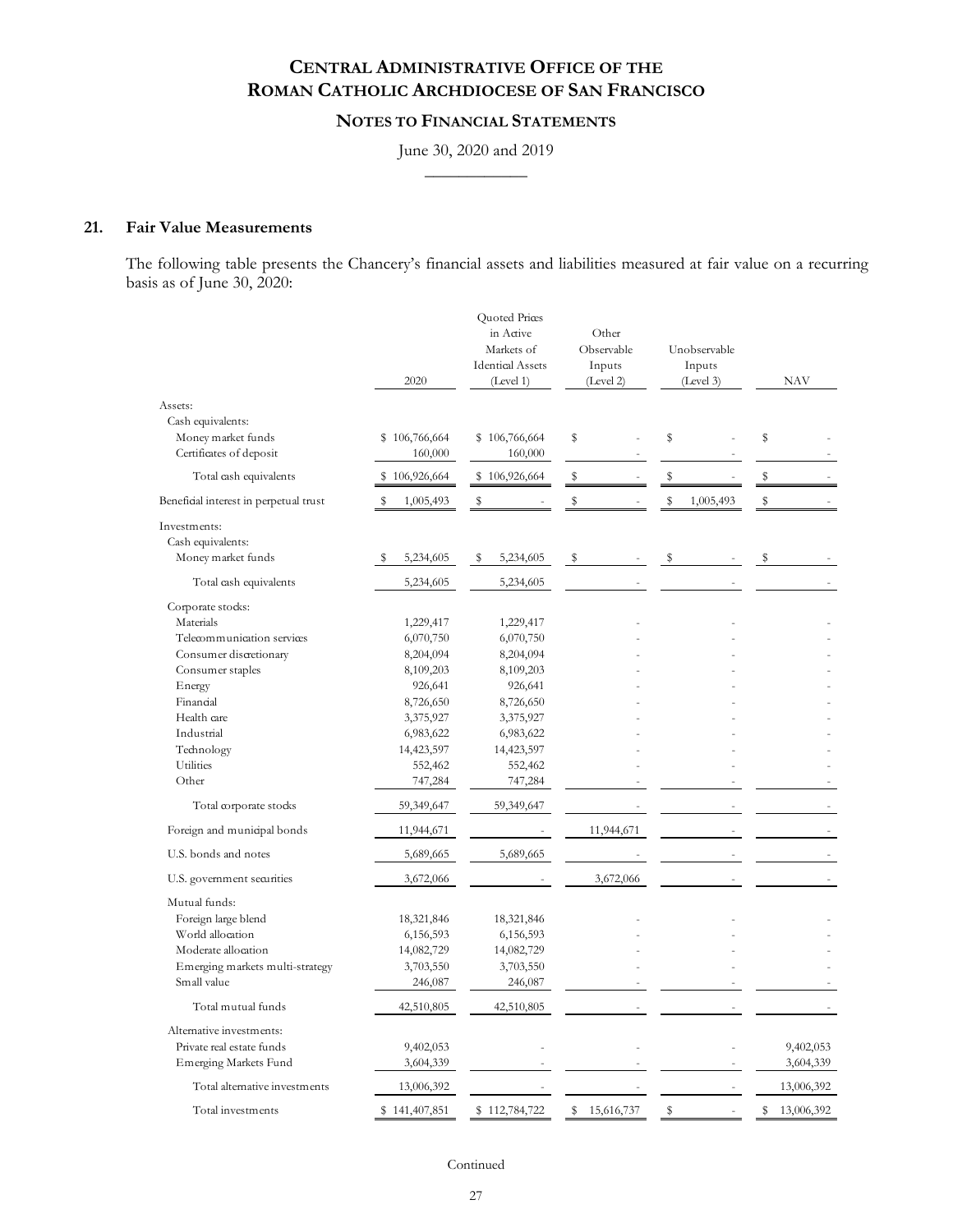## 21. Fair Value Measurements

The following table presents the Chancery's financial assets and liabilities measured at fair value on a recurring basis as of June 30, 2020:

| | 2020 | Quoted Prices in Active Markets of Identical Assets (Level 1) | Other Observable Inputs (Level 2) | Unobservable Inputs (Level 3) | NAV |
|---|---|---|---|---|---|
| Assets: | | | | | |
| Cash equivalents: | | | | | |
| Money market funds | $ 106,766,664 | $ 106,766,664 | $ - | $ - | $ - |
| Certificates of deposit | 160,000 | 160,000 | - | - | - |
| Total cash equivalents | $ 106,926,664 | $ 106,926,664 | $ - | $ - | $ - |
| Beneficial interest in perpetual trust | $ 1,005,493 | $ - | $ - | $ 1,005,493 | $ - |
| Investments: | | | | | |
| Cash equivalents: | | | | | |
| Money market funds | $ 5,234,605 | $ 5,234,605 | $ - | $ - | $ - |
| Total cash equivalents | 5,234,605 | 5,234,605 | - | - | - |
| Corporate stocks: | | | | | |
| Materials | 1,229,417 | 1,229,417 | - | - | - |
| Telecommunication services | 6,070,750 | 6,070,750 | - | - | - |
| Consumer discretionary | 8,204,094 | 8,204,094 | - | - | - |
| Consumer staples | 8,109,203 | 8,109,203 | - | - | - |
| Energy | 926,641 | 926,641 | - | - | - |
| Financial | 8,726,650 | 8,726,650 | - | - | - |
| Health care | 3,375,927 | 3,375,927 | - | - | - |
| Industrial | 6,983,622 | 6,983,622 | - | - | - |
| Technology | 14,423,597 | 14,423,597 | - | - | - |
| Utilities | 552,462 | 552,462 | - | - | - |
| Other | 747,284 | 747,284 | - | - | - |
| Total corporate stocks | 59,349,647 | 59,349,647 | - | - | - |
| Foreign and municipal bonds | 11,944,671 | - | 11,944,671 | - | - |
| U.S. bonds and notes | 5,689,665 | 5,689,665 | - | - | - |
| U.S. government securities | 3,672,066 | - | 3,672,066 | - | - |
| Mutual funds: | | | | | |
| Foreign large blend | 18,321,846 | 18,321,846 | - | - | - |
| World allocation | 6,156,593 | 6,156,593 | - | - | - |
| Moderate allocation | 14,082,729 | 14,082,729 | - | - | - |
| Emerging markets multi-strategy | 3,703,550 | 3,703,550 | - | - | - |
| Small value | 246,087 | 246,087 | - | - | - |
| Total mutual funds | 42,510,805 | 42,510,805 | - | - | - |
| Alternative investments: | | | | | |
| Private real estate funds | 9,402,053 | - | - | - | 9,402,053 |
| Emerging Markets Fund | 3,604,339 | - | - | - | 3,604,339 |
| Total alternative investments | 13,006,392 | - | - | - | 13,006,392 |
| Total investments | $ 141,407,851 | $ 112,784,722 | $ 15,616,737 | $ - | $ 13,006,392 |

Continued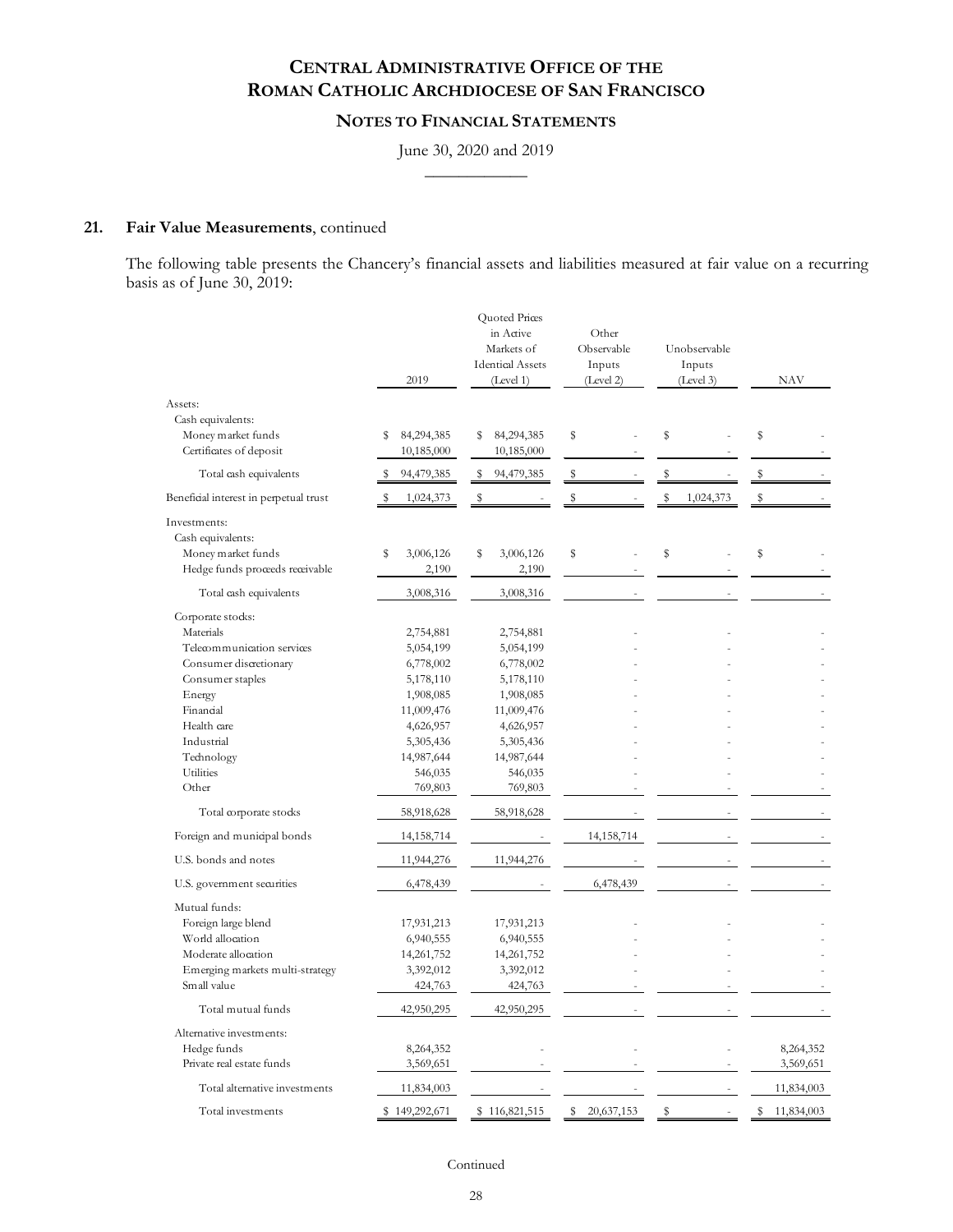## 21. Fair Value Measurements, continued

The following table presents the Chancery's financial assets and liabilities measured at fair value on a recurring basis as of June 30, 2019:

| | 2019 | Quoted Prices in Active Markets of Identical Assets (Level 1) | Other Observable Inputs (Level 2) | Unobservable Inputs (Level 3) | NAV |
|---|---|---|---|---|---|
| Assets: | | | | | |
| Cash equivalents: | | | | | |
| Money market funds | $ 84,294,385 | $ 84,294,385 | $ - | $ - | $ - |
| Certificates of deposit | 10,185,000 | 10,185,000 | - | - | - |
| Total cash equivalents | $ 94,479,385 | $ 94,479,385 | $ - | $ - | $ - |
| Beneficial interest in perpetual trust | $ 1,024,373 | $ - | $ - | $ 1,024,373 | $ - |
| Investments: | | | | | |
| Cash equivalents: | | | | | |
| Money market funds | $ 3,006,126 | $ 3,006,126 | $ - | $ - | $ - |
| Hedge funds proceeds receivable | 2,190 | 2,190 | - | - | - |
| Total cash equivalents | 3,008,316 | 3,008,316 | - | - | - |
| Corporate stocks: | | | | | |
| Materials | 2,754,881 | 2,754,881 | - | - | - |
| Telecommunication services | 5,054,199 | 5,054,199 | - | - | - |
| Consumer discretionary | 6,778,002 | 6,778,002 | - | - | - |
| Consumer staples | 5,178,110 | 5,178,110 | - | - | - |
| Energy | 1,908,085 | 1,908,085 | - | - | - |
| Financial | 11,009,476 | 11,009,476 | - | - | - |
| Health care | 4,626,957 | 4,626,957 | - | - | - |
| Industrial | 5,305,436 | 5,305,436 | - | - | - |
| Technology | 14,987,644 | 14,987,644 | - | - | - |
| Utilities | 546,035 | 546,035 | - | - | - |
| Other | 769,803 | 769,803 | - | - | - |
| Total corporate stocks | 58,918,628 | 58,918,628 | - | - | - |
| Foreign and municipal bonds | 14,158,714 | - | 14,158,714 | - | - |
| U.S. bonds and notes | 11,944,276 | 11,944,276 | - | - | - |
| U.S. government securities | 6,478,439 | - | 6,478,439 | - | - |
| Mutual funds: | | | | | |
| Foreign large blend | 17,931,213 | 17,931,213 | - | - | - |
| World allocation | 6,940,555 | 6,940,555 | - | - | - |
| Moderate allocation | 14,261,752 | 14,261,752 | - | - | - |
| Emerging markets multi-strategy | 3,392,012 | 3,392,012 | - | - | - |
| Small value | 424,763 | 424,763 | - | - | - |
| Total mutual funds | 42,950,295 | 42,950,295 | - | - | - |
| Alternative investments: | | | | | |
| Hedge funds | 8,264,352 | - | - | - | 8,264,352 |
| Private real estate funds | 3,569,651 | - | - | - | 3,569,651 |
| Total alternative investments | 11,834,003 | - | - | - | 11,834,003 |
| Total investments | $ 149,292,671 | $ 116,821,515 | $ 20,637,153 | $ - | $ 11,834,003 |

Continued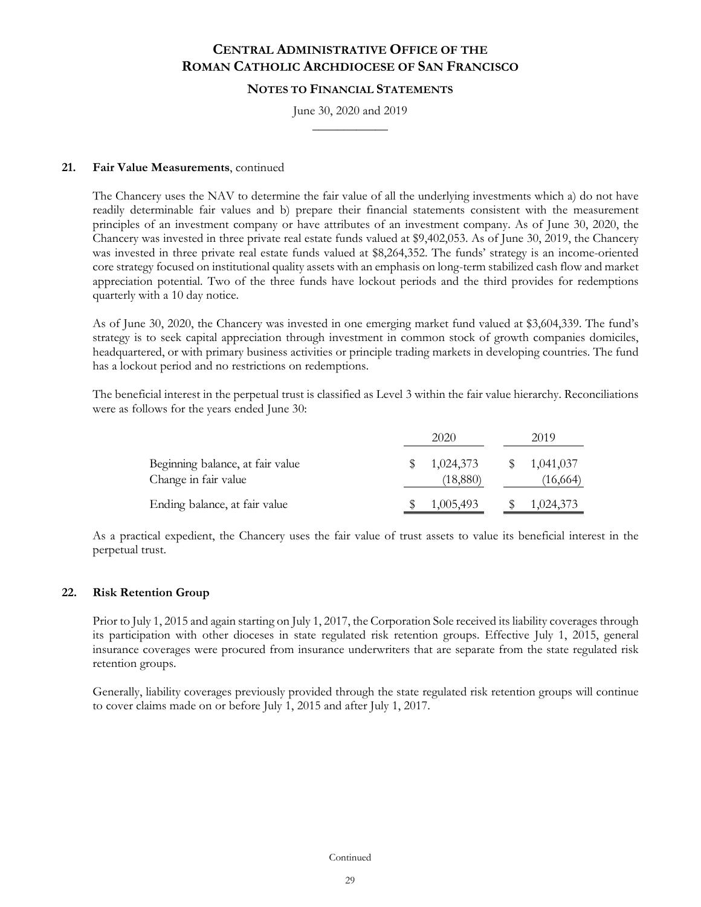## 21. Fair Value Measurements, continued

The Chancery uses the NAV to determine the fair value of all the underlying investments which a) do not have readily determinable fair values and b) prepare their financial statements consistent with the measurement principles of an investment company or have attributes of an investment company. As of June 30, 2020, the Chancery was invested in three private real estate funds valued at $9,402,053. As of June 30, 2019, the Chancery was invested in three private real estate funds valued at $8,264,352. The funds' strategy is an income-oriented core strategy focused on institutional quality assets with an emphasis on long-term stabilized cash flow and market appreciation potential. Two of the three funds have lockout periods and the third provides for redemptions quarterly with a 10 day notice.

As of June 30, 2020, the Chancery was invested in one emerging market fund valued at $3,604,339. The fund's strategy is to seek capital appreciation through investment in common stock of growth companies domiciles, headquartered, or with primary business activities or principle trading markets in developing countries. The fund has a lockout period and no restrictions on redemptions.

The beneficial interest in the perpetual trust is classified as Level 3 within the fair value hierarchy. Reconciliations were as follows for the years ended June 30:

| | 2020 | 2019 |
|---|---|---|
| Beginning balance, at fair value | $ 1,024,373 | $ 1,041,037 |
| Change in fair value | (18,880) | (16,664) |
| Ending balance, at fair value | $ 1,005,493 | $ 1,024,373 |

As a practical expedient, the Chancery uses the fair value of trust assets to value its beneficial interest in the perpetual trust.

## 22. Risk Retention Group

Prior to July 1, 2015 and again starting on July 1, 2017, the Corporation Sole received its liability coverages through its participation with other dioceses in state regulated risk retention groups. Effective July 1, 2015, general insurance coverages were procured from insurance underwriters that are separate from the state regulated risk retention groups.

Generally, liability coverages previously provided through the state regulated risk retention groups will continue to cover claims made on or before July 1, 2015 and after July 1, 2017.

Continued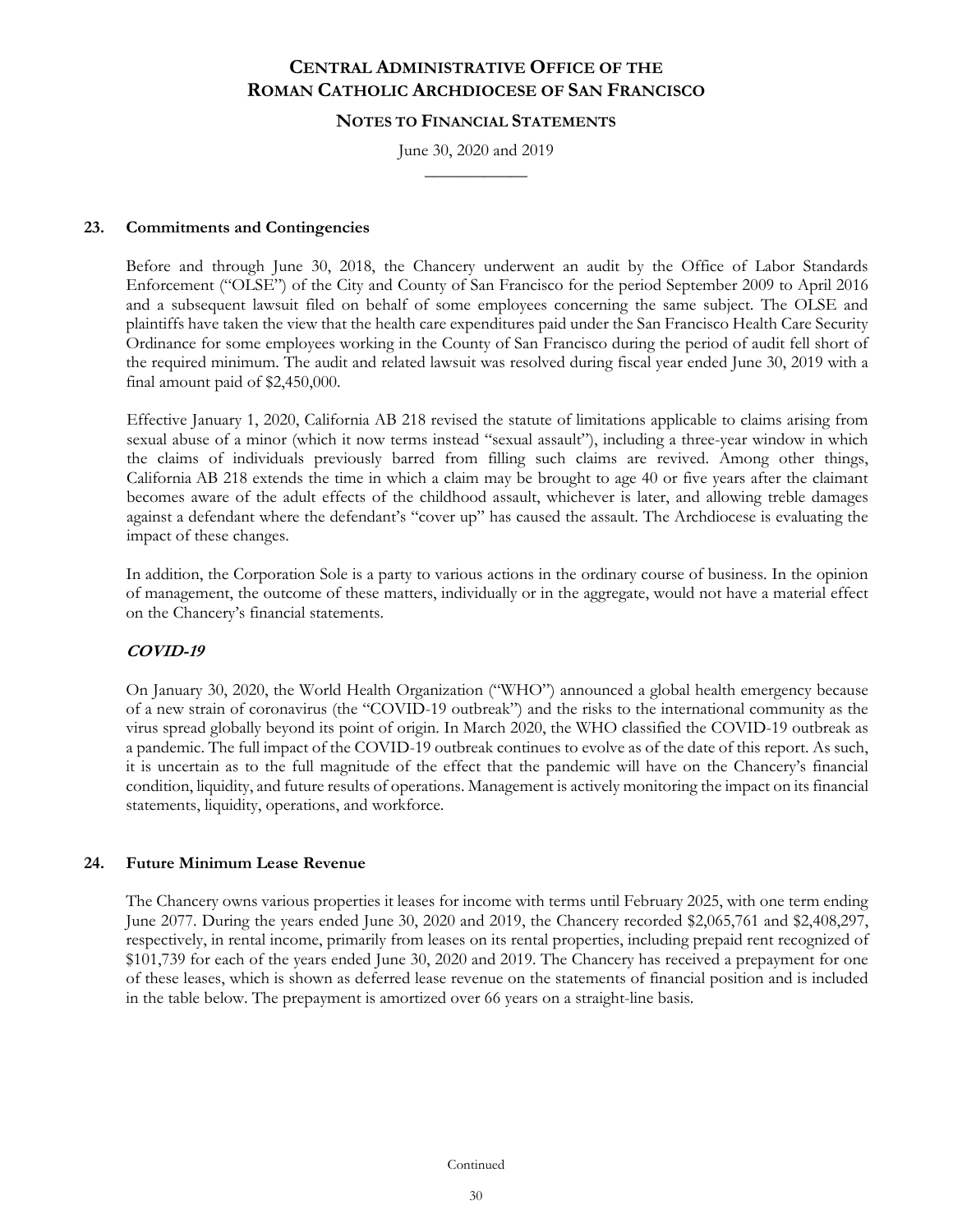# CENTRAL ADMINISTRATIVE OFFICE OF THE ROMAN CATHOLIC ARCHDIOCESE OF SAN FRANCISCO

## NOTES TO FINANCIAL STATEMENTS

June 30, 2020 and 2019

### 23. Commitments and Contingencies

Before and through June 30, 2018, the Chancery underwent an audit by the Office of Labor Standards Enforcement ("OLSE") of the City and County of San Francisco for the period September 2009 to April 2016 and a subsequent lawsuit filed on behalf of some employees concerning the same subject. The OLSE and plaintiffs have taken the view that the health care expenditures paid under the San Francisco Health Care Security Ordinance for some employees working in the County of San Francisco during the period of audit fell short of the required minimum. The audit and related lawsuit was resolved during fiscal year ended June 30, 2019 with a final amount paid of $2,450,000.

Effective January 1, 2020, California AB 218 revised the statute of limitations applicable to claims arising from sexual abuse of a minor (which it now terms instead "sexual assault"), including a three-year window in which the claims of individuals previously barred from filling such claims are revived. Among other things, California AB 218 extends the time in which a claim may be brought to age 40 or five years after the claimant becomes aware of the adult effects of the childhood assault, whichever is later, and allowing treble damages against a defendant where the defendant's "cover up" has caused the assault. The Archdiocese is evaluating the impact of these changes.

In addition, the Corporation Sole is a party to various actions in the ordinary course of business. In the opinion of management, the outcome of these matters, individually or in the aggregate, would not have a material effect on the Chancery's financial statements.

***COVID-19***

On January 30, 2020, the World Health Organization ("WHO") announced a global health emergency because of a new strain of coronavirus (the "COVID-19 outbreak") and the risks to the international community as the virus spread globally beyond its point of origin. In March 2020, the WHO classified the COVID-19 outbreak as a pandemic. The full impact of the COVID-19 outbreak continues to evolve as of the date of this report. As such, it is uncertain as to the full magnitude of the effect that the pandemic will have on the Chancery's financial condition, liquidity, and future results of operations. Management is actively monitoring the impact on its financial statements, liquidity, operations, and workforce.

### 24. Future Minimum Lease Revenue

The Chancery owns various properties it leases for income with terms until February 2025, with one term ending June 2077. During the years ended June 30, 2020 and 2019, the Chancery recorded $2,065,761 and $2,408,297, respectively, in rental income, primarily from leases on its rental properties, including prepaid rent recognized of $101,739 for each of the years ended June 30, 2020 and 2019. The Chancery has received a prepayment for one of these leases, which is shown as deferred lease revenue on the statements of financial position and is included in the table below. The prepayment is amortized over 66 years on a straight-line basis.

Continued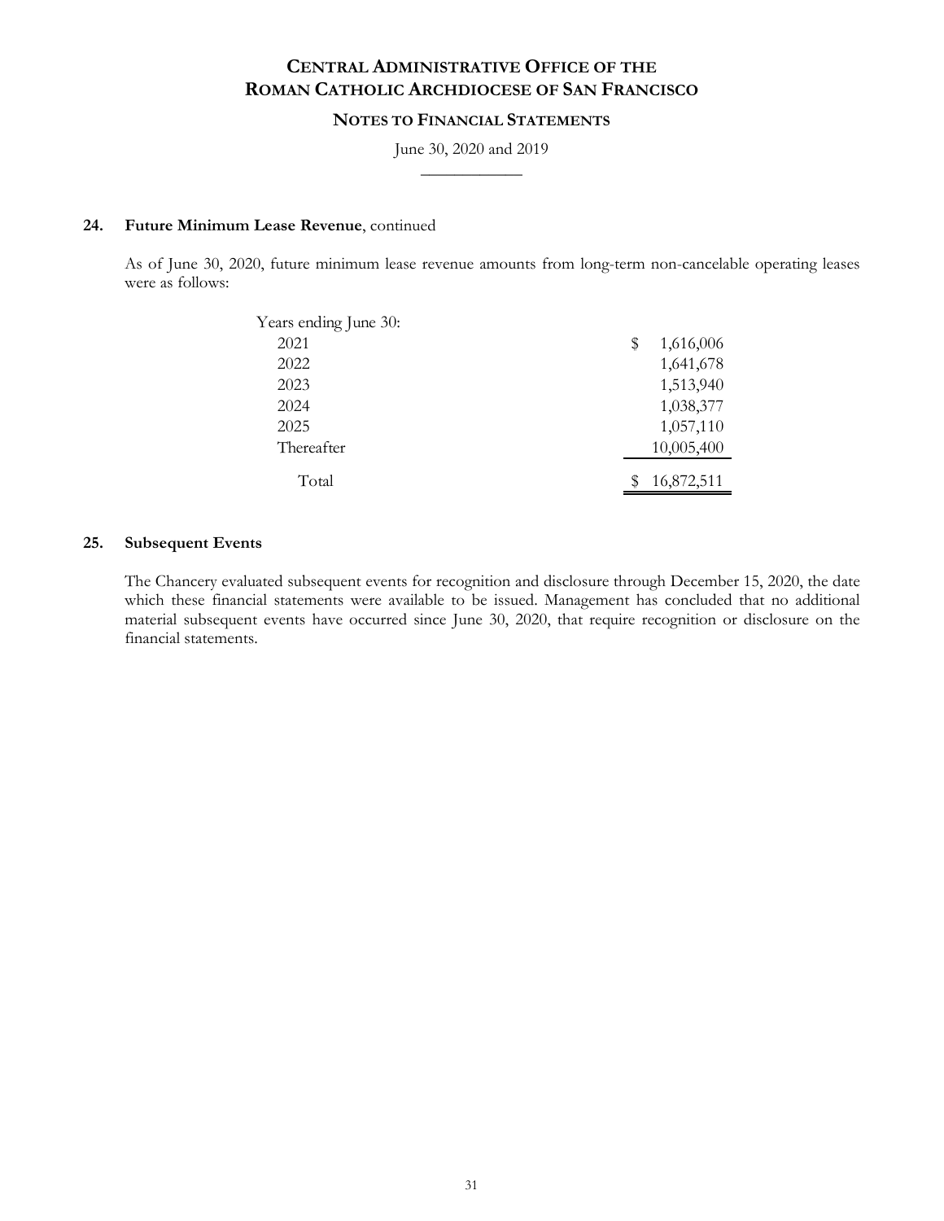## 24. Future Minimum Lease Revenue, continued

As of June 30, 2020, future minimum lease revenue amounts from long-term non-cancelable operating leases were as follows:

| | |
|---|---|
| Years ending June 30: | |
| 2021 | $ 1,616,006 |
| 2022 | 1,641,678 |
| 2023 | 1,513,940 |
| 2024 | 1,038,377 |
| 2025 | 1,057,110 |
| Thereafter | 10,005,400 |
| Total | $ 16,872,511 |

## 25. Subsequent Events

The Chancery evaluated subsequent events for recognition and disclosure through December 15, 2020, the date which these financial statements were available to be issued. Management has concluded that no additional material subsequent events have occurred since June 30, 2020, that require recognition or disclosure on the financial statements.